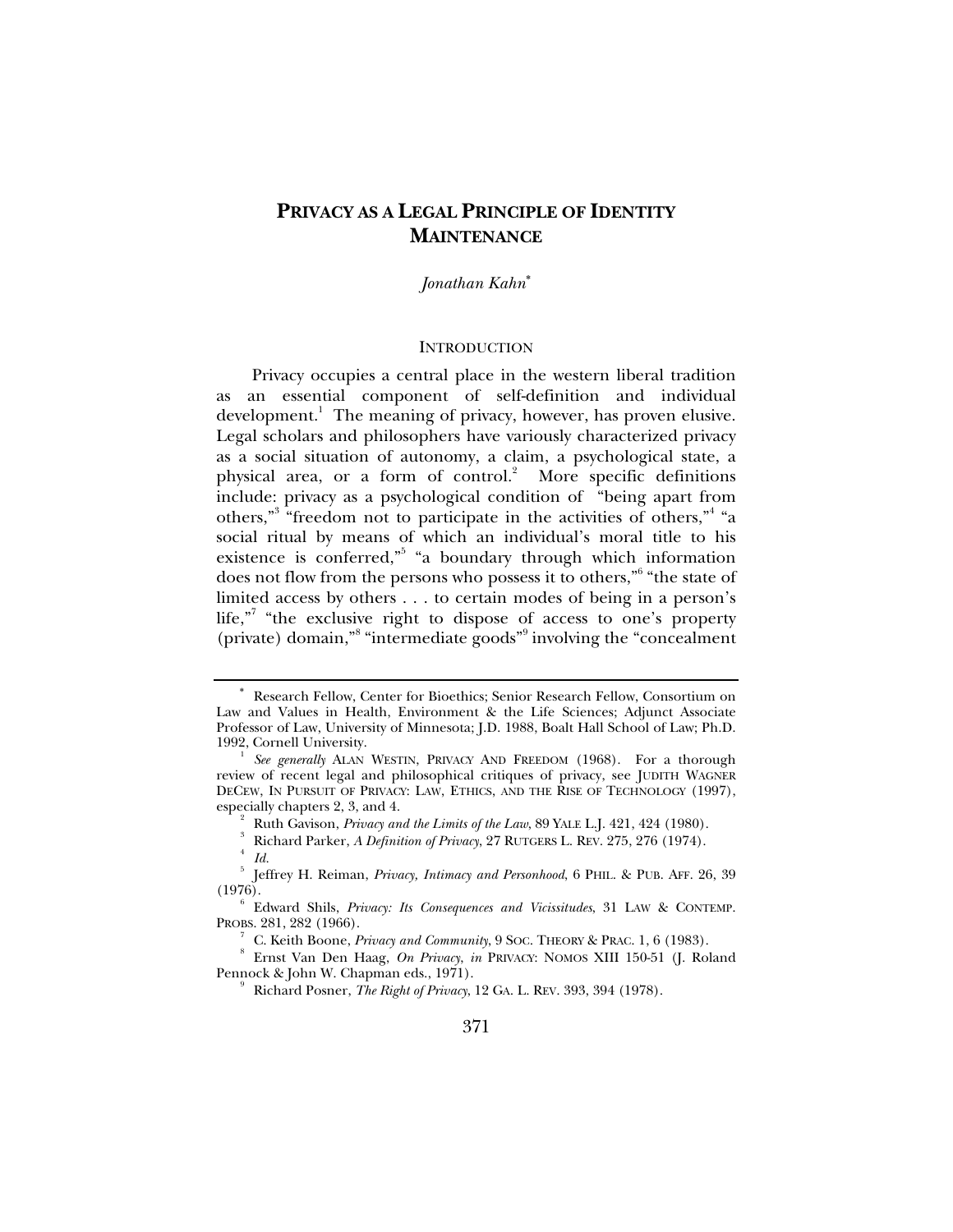# PRIVACY AS A LEGAL PRINCIPLE OF IDENTITY MAINTENANCE

*Jonathan Kahn*[*]

## INTRODUCTION

Privacy occupies a central place in the western liberal tradition as an essential component of self-definition and individual development.[1] The meaning of privacy, however, has proven elusive. Legal scholars and philosophers have variously characterized privacy as a social situation of autonomy, a claim, a psychological state, a physical area, or a form of control.[2] More specific definitions include: privacy as a psychological condition of "being apart from others,"[3] "freedom not to participate in the activities of others,"[4] "a social ritual by means of which an individual's moral title to his existence is conferred,"[5] "a boundary through which information does not flow from the persons who possess it to others,"[6] "the state of limited access by others . . . to certain modes of being in a person's life,"[7] "the exclusive right to dispose of access to one's property (private) domain,"[8] "intermediate goods"[9] involving the "concealment

---

[*] Research Fellow, Center for Bioethics; Senior Research Fellow, Consortium on Law and Values in Health, Environment & the Life Sciences; Adjunct Associate Professor of Law, University of Minnesota; J.D. 1988, Boalt Hall School of Law; Ph.D. 1992, Cornell University.

[1] *See generally* ALAN WESTIN, PRIVACY AND FREEDOM (1968). For a thorough review of recent legal and philosophical critiques of privacy, see JUDITH WAGNER DECEW, IN PURSUIT OF PRIVACY: LAW, ETHICS, AND THE RISE OF TECHNOLOGY (1997), especially chapters 2, 3, and 4.

[2] Ruth Gavison, *Privacy and the Limits of the Law*, 89 YALE L.J. 421, 424 (1980).

[3] Richard Parker, *A Definition of Privacy*, 27 RUTGERS L. REV. 275, 276 (1974).

[4] *Id.*

[5] Jeffrey H. Reiman, *Privacy, Intimacy and Personhood*, 6 PHIL. & PUB. AFF. 26, 39 (1976).

[6] Edward Shils, *Privacy: Its Consequences and Vicissitudes*, 31 LAW & CONTEMP. PROBS. 281, 282 (1966).

[7] C. Keith Boone, *Privacy and Community*, 9 SOC. THEORY & PRAC. 1, 6 (1983).

[8] Ernst Van Den Haag, *On Privacy*, *in* PRIVACY: NOMOS XIII 150-51 (J. Roland Pennock & John W. Chapman eds., 1971).

[9] Richard Posner, *The Right of Privacy*, 12 GA. L. REV. 393, 394 (1978).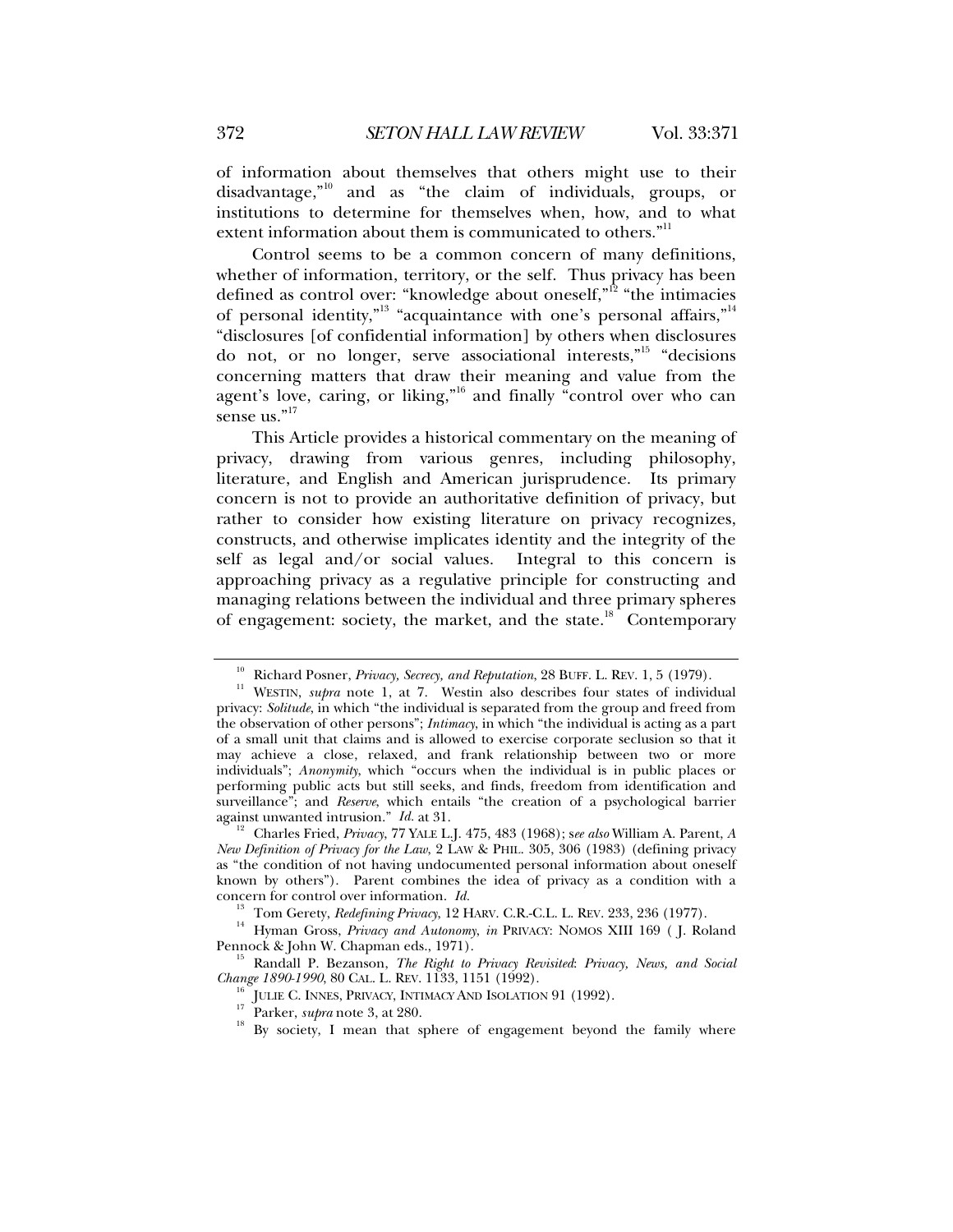of information about themselves that others might use to their disadvantage,"[10] and as "the claim of individuals, groups, or institutions to determine for themselves when, how, and to what extent information about them is communicated to others."[11]

Control seems to be a common concern of many definitions, whether of information, territory, or the self. Thus privacy has been defined as control over: "knowledge about oneself,"[12] "the intimacies of personal identity,"[13] "acquaintance with one's personal affairs,"[14] "disclosures [of confidential information] by others when disclosures do not, or no longer, serve associational interests,"[15] "decisions concerning matters that draw their meaning and value from the agent's love, caring, or liking,"[16] and finally "control over who can sense us."[17]

This Article provides a historical commentary on the meaning of privacy, drawing from various genres, including philosophy, literature, and English and American jurisprudence. Its primary concern is not to provide an authoritative definition of privacy, but rather to consider how existing literature on privacy recognizes, constructs, and otherwise implicates identity and the integrity of the self as legal and/or social values. Integral to this concern is approaching privacy as a regulative principle for constructing and managing relations between the individual and three primary spheres of engagement: society, the market, and the state.[18] Contemporary

---

[10] Richard Posner, *Privacy, Secrecy, and Reputation*, 28 BUFF. L. REV. 1, 5 (1979).

[11] WESTIN, *supra* note 1, at 7. Westin also describes four states of individual privacy: *Solitude*, in which "the individual is separated from the group and freed from the observation of other persons"; *Intimacy*, in which "the individual is acting as a part of a small unit that claims and is allowed to exercise corporate seclusion so that it may achieve a close, relaxed, and frank relationship between two or more individuals"; *Anonymity*, which "occurs when the individual is in public places or performing public acts but still seeks, and finds, freedom from identification and surveillance"; and *Reserve*, which entails "the creation of a psychological barrier against unwanted intrusion." *Id.* at 31.

[12] Charles Fried, *Privacy*, 77 YALE L.J. 475, 483 (1968); s*ee also* William A. Parent, *A New Definition of Privacy for the Law*, 2 LAW & PHIL. 305, 306 (1983) (defining privacy as "the condition of not having undocumented personal information about oneself known by others"). Parent combines the idea of privacy as a condition with a concern for control over information. *Id.*

[13] Tom Gerety, *Redefining Privacy*, 12 HARV. C.R.-C.L. L. REV. 233, 236 (1977).

[14] Hyman Gross, *Privacy and Autonomy*, *in* PRIVACY: NOMOS XIII 169 ( J. Roland Pennock & John W. Chapman eds., 1971).

[15] Randall P. Bezanson, *The Right to Privacy Revisited*: *Privacy, News, and Social Change 1890-1990,* 80 CAL. L. REV. 1133, 1151 (1992).

[16] JULIE C. INNES, PRIVACY, INTIMACY AND ISOLATION 91 (1992).

[17] Parker, *supra* note 3, at 280.

[18] By society, I mean that sphere of engagement beyond the family where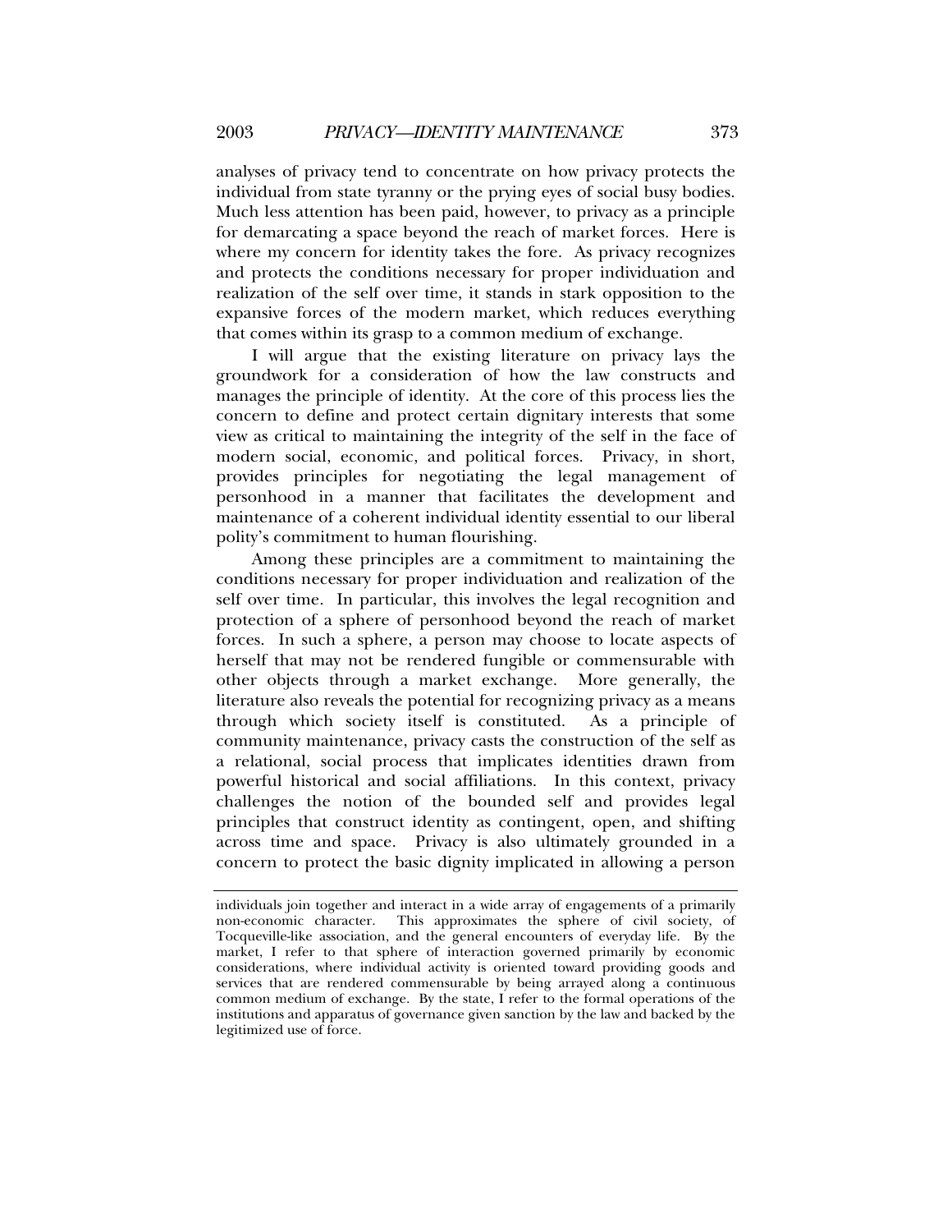analyses of privacy tend to concentrate on how privacy protects the individual from state tyranny or the prying eyes of social busy bodies. Much less attention has been paid, however, to privacy as a principle for demarcating a space beyond the reach of market forces. Here is where my concern for identity takes the fore. As privacy recognizes and protects the conditions necessary for proper individuation and realization of the self over time, it stands in stark opposition to the expansive forces of the modern market, which reduces everything that comes within its grasp to a common medium of exchange.

I will argue that the existing literature on privacy lays the groundwork for a consideration of how the law constructs and manages the principle of identity. At the core of this process lies the concern to define and protect certain dignitary interests that some view as critical to maintaining the integrity of the self in the face of modern social, economic, and political forces. Privacy, in short, provides principles for negotiating the legal management of personhood in a manner that facilitates the development and maintenance of a coherent individual identity essential to our liberal polity's commitment to human flourishing.

Among these principles are a commitment to maintaining the conditions necessary for proper individuation and realization of the self over time. In particular, this involves the legal recognition and protection of a sphere of personhood beyond the reach of market forces. In such a sphere, a person may choose to locate aspects of herself that may not be rendered fungible or commensurable with other objects through a market exchange. More generally, the literature also reveals the potential for recognizing privacy as a means through which society itself is constituted. As a principle of community maintenance, privacy casts the construction of the self as a relational, social process that implicates identities drawn from powerful historical and social affiliations. In this context, privacy challenges the notion of the bounded self and provides legal principles that construct identity as contingent, open, and shifting across time and space. Privacy is also ultimately grounded in a concern to protect the basic dignity implicated in allowing a person

---

individuals join together and interact in a wide array of engagements of a primarily non-economic character. This approximates the sphere of civil society, of Tocqueville-like association, and the general encounters of everyday life. By the market, I refer to that sphere of interaction governed primarily by economic considerations, where individual activity is oriented toward providing goods and services that are rendered commensurable by being arrayed along a continuous common medium of exchange. By the state, I refer to the formal operations of the institutions and apparatus of governance given sanction by the law and backed by the legitimized use of force.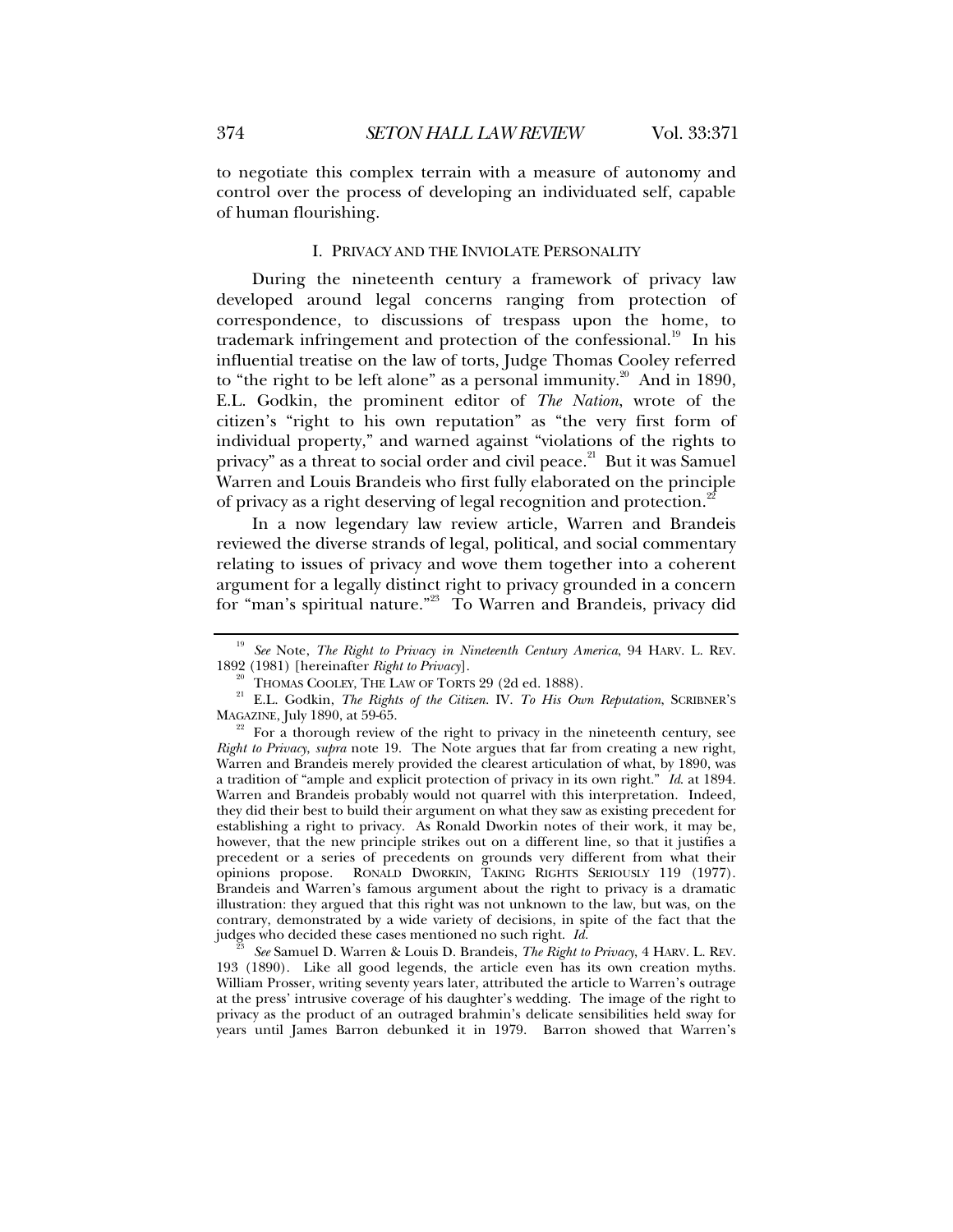to negotiate this complex terrain with a measure of autonomy and control over the process of developing an individuated self, capable of human flourishing.

## I. PRIVACY AND THE INVIOLATE PERSONALITY

During the nineteenth century a framework of privacy law developed around legal concerns ranging from protection of correspondence, to discussions of trespass upon the home, to trademark infringement and protection of the confessional.[19] In his influential treatise on the law of torts, Judge Thomas Cooley referred to "the right to be left alone" as a personal immunity.[20] And in 1890, E.L. Godkin, the prominent editor of *The Nation*, wrote of the citizen's "right to his own reputation" as "the very first form of individual property," and warned against "violations of the rights to privacy" as a threat to social order and civil peace.[21] But it was Samuel Warren and Louis Brandeis who first fully elaborated on the principle of privacy as a right deserving of legal recognition and protection.[22]

In a now legendary law review article, Warren and Brandeis reviewed the diverse strands of legal, political, and social commentary relating to issues of privacy and wove them together into a coherent argument for a legally distinct right to privacy grounded in a concern for "man's spiritual nature."[23] To Warren and Brandeis, privacy did

---

[19] *See* Note, *The Right to Privacy in Nineteenth Century America*, 94 HARV. L. REV. 1892 (1981) [hereinafter *Right to Privacy*].

[20] THOMAS COOLEY, THE LAW OF TORTS 29 (2d ed. 1888).

[21] E.L. Godkin, *The Rights of the Citizen*. IV. *To His Own Reputation*, SCRIBNER'S MAGAZINE, July 1890, at 59-65.

[22] For a thorough review of the right to privacy in the nineteenth century, see *Right to Privacy*, *supra* note 19. The Note argues that far from creating a new right, Warren and Brandeis merely provided the clearest articulation of what, by 1890, was a tradition of "ample and explicit protection of privacy in its own right." *Id.* at 1894. Warren and Brandeis probably would not quarrel with this interpretation. Indeed, they did their best to build their argument on what they saw as existing precedent for establishing a right to privacy. As Ronald Dworkin notes of their work, it may be, however, that the new principle strikes out on a different line, so that it justifies a precedent or a series of precedents on grounds very different from what their opinions propose. RONALD DWORKIN, TAKING RIGHTS SERIOUSLY 119 (1977). Brandeis and Warren's famous argument about the right to privacy is a dramatic illustration: they argued that this right was not unknown to the law, but was, on the contrary, demonstrated by a wide variety of decisions, in spite of the fact that the judges who decided these cases mentioned no such right. *Id.*

[23] *See* Samuel D. Warren & Louis D. Brandeis, *The Right to Privacy*, 4 HARV. L. REV. 193 (1890). Like all good legends, the article even has its own creation myths. William Prosser, writing seventy years later, attributed the article to Warren's outrage at the press' intrusive coverage of his daughter's wedding. The image of the right to privacy as the product of an outraged brahmin's delicate sensibilities held sway for years until James Barron debunked it in 1979. Barron showed that Warren's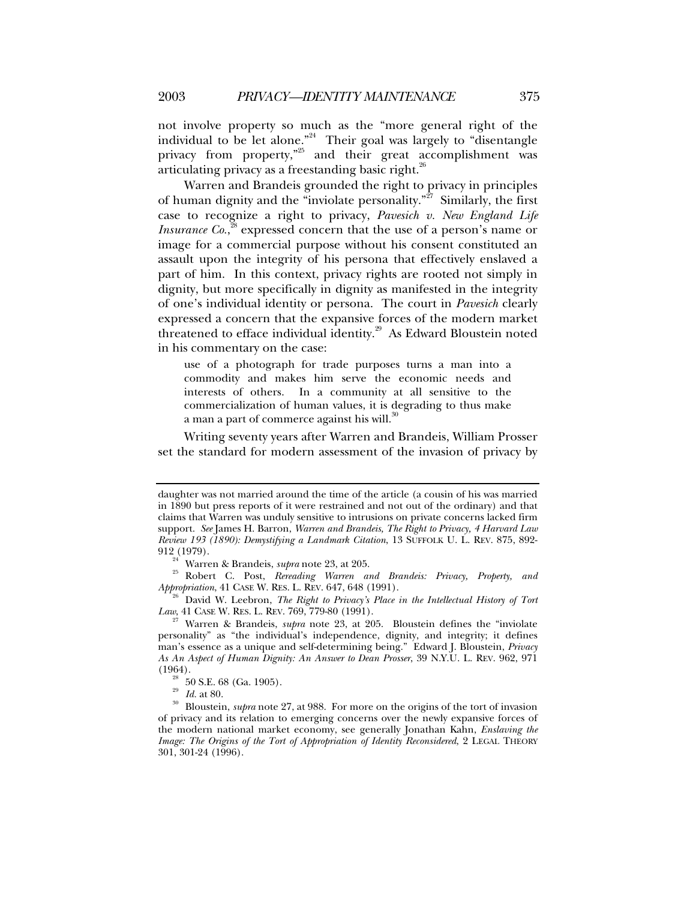not involve property so much as the "more general right of the individual to be let alone."[24] Their goal was largely to "disentangle privacy from property,"[25] and their great accomplishment was articulating privacy as a freestanding basic right.[26]

Warren and Brandeis grounded the right to privacy in principles of human dignity and the "inviolate personality."[27] Similarly, the first case to recognize a right to privacy, *Pavesich v. New England Life Insurance Co.*,[28] expressed concern that the use of a person's name or image for a commercial purpose without his consent constituted an assault upon the integrity of his persona that effectively enslaved a part of him. In this context, privacy rights are rooted not simply in dignity, but more specifically in dignity as manifested in the integrity of one's individual identity or persona. The court in *Pavesich* clearly expressed a concern that the expansive forces of the modern market threatened to efface individual identity.[29] As Edward Bloustein noted in his commentary on the case:

> use of a photograph for trade purposes turns a man into a commodity and makes him serve the economic needs and interests of others. In a community at all sensitive to the commercialization of human values, it is degrading to thus make a man a part of commerce against his will.[30]

Writing seventy years after Warren and Brandeis, William Prosser set the standard for modern assessment of the invasion of privacy by

---

daughter was not married around the time of the article (a cousin of his was married in 1890 but press reports of it were restrained and not out of the ordinary) and that claims that Warren was unduly sensitive to intrusions on private concerns lacked firm support. *See* James H. Barron, *Warren and Brandeis, The Right to Privacy, 4 Harvard Law Review 193 (1890): Demystifying a Landmark Citation*, 13 SUFFOLK U. L. REV. 875, 892-912 (1979).

[24] Warren & Brandeis, *supra* note 23, at 205.

[25] Robert C. Post, *Rereading Warren and Brandeis: Privacy, Property, and Appropriation*, 41 CASE W. RES. L. REV. 647, 648 (1991).

[26] David W. Leebron, *The Right to Privacy's Place in the Intellectual History of Tort Law*, 41 CASE W. RES. L. REV. 769, 779-80 (1991).

[27] Warren & Brandeis, *supra* note 23, at 205. Bloustein defines the "inviolate personality" as "the individual's independence, dignity, and integrity; it defines man's essence as a unique and self-determining being." Edward J. Bloustein, *Privacy As An Aspect of Human Dignity: An Answer to Dean Prosser*, 39 N.Y.U. L. REV. 962, 971 (1964).

[28] 50 S.E. 68 (Ga. 1905).

[29] *Id.* at 80.

[30] Bloustein, *supra* note 27, at 988. For more on the origins of the tort of invasion of privacy and its relation to emerging concerns over the newly expansive forces of the modern national market economy, see generally Jonathan Kahn, *Enslaving the Image: The Origins of the Tort of Appropriation of Identity Reconsidered*, 2 LEGAL THEORY 301, 301-24 (1996).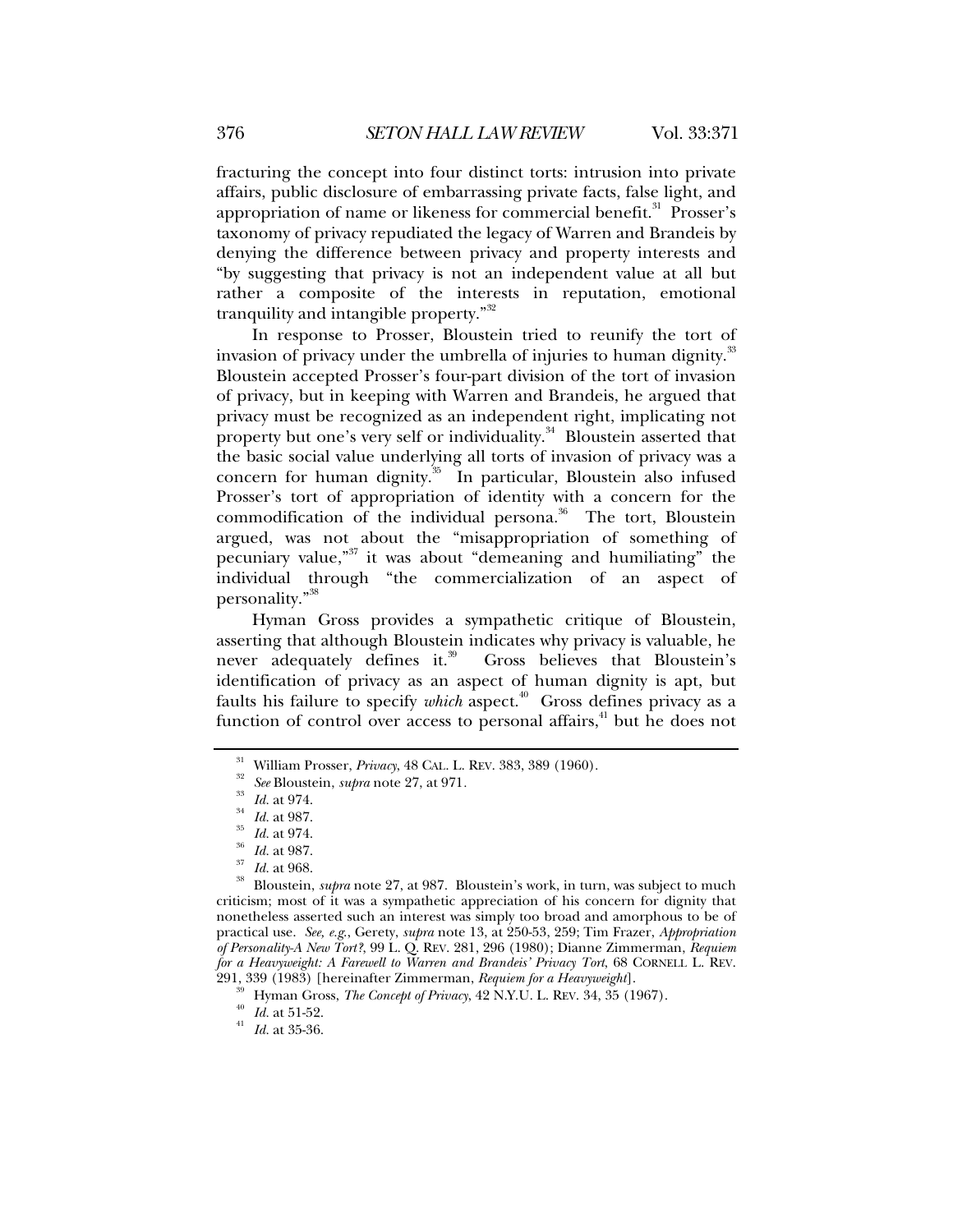fracturing the concept into four distinct torts: intrusion into private affairs, public disclosure of embarrassing private facts, false light, and appropriation of name or likeness for commercial benefit.[31] Prosser's taxonomy of privacy repudiated the legacy of Warren and Brandeis by denying the difference between privacy and property interests and "by suggesting that privacy is not an independent value at all but rather a composite of the interests in reputation, emotional tranquility and intangible property."[32]

In response to Prosser, Bloustein tried to reunify the tort of invasion of privacy under the umbrella of injuries to human dignity.[33] Bloustein accepted Prosser's four-part division of the tort of invasion of privacy, but in keeping with Warren and Brandeis, he argued that privacy must be recognized as an independent right, implicating not property but one's very self or individuality.[34] Bloustein asserted that the basic social value underlying all torts of invasion of privacy was a concern for human dignity.[35] In particular, Bloustein also infused Prosser's tort of appropriation of identity with a concern for the commodification of the individual persona.[36] The tort, Bloustein argued, was not about the "misappropriation of something of pecuniary value,"[37] it was about "demeaning and humiliating" the individual through "the commercialization of an aspect of personality."[38]

Hyman Gross provides a sympathetic critique of Bloustein, asserting that although Bloustein indicates why privacy is valuable, he never adequately defines it.[39] Gross believes that Bloustein's identification of privacy as an aspect of human dignity is apt, but faults his failure to specify *which* aspect.[40] Gross defines privacy as a function of control over access to personal affairs,[41] but he does not

---

[31] William Prosser, *Privacy*, 48 CAL. L. REV. 383, 389 (1960).

[32] *See* Bloustein, *supra* note 27, at 971.

[33] *Id.* at 974.

[34] *Id.* at 987.

[35] *Id.* at 974.

[36] *Id.* at 987.

[37] *Id.* at 968.

[38] Bloustein, *supra* note 27, at 987. Bloustein's work, in turn, was subject to much criticism; most of it was a sympathetic appreciation of his concern for dignity that nonetheless asserted such an interest was simply too broad and amorphous to be of practical use. *See, e.g.*, Gerety, *supra* note 13, at 250-53, 259; Tim Frazer, *Appropriation of Personality-A New Tort?*, 99 L. Q. REV. 281, 296 (1980); Dianne Zimmerman, *Requiem for a Heavyweight: A Farewell to Warren and Brandeis' Privacy Tort*, 68 CORNELL L. REV. 291, 339 (1983) [hereinafter Zimmerman, *Requiem for a Heavyweight*].

[39] Hyman Gross, *The Concept of Privacy*, 42 N.Y.U. L. REV. 34, 35 (1967).

[40] *Id.* at 51-52.

[41] *Id.* at 35-36.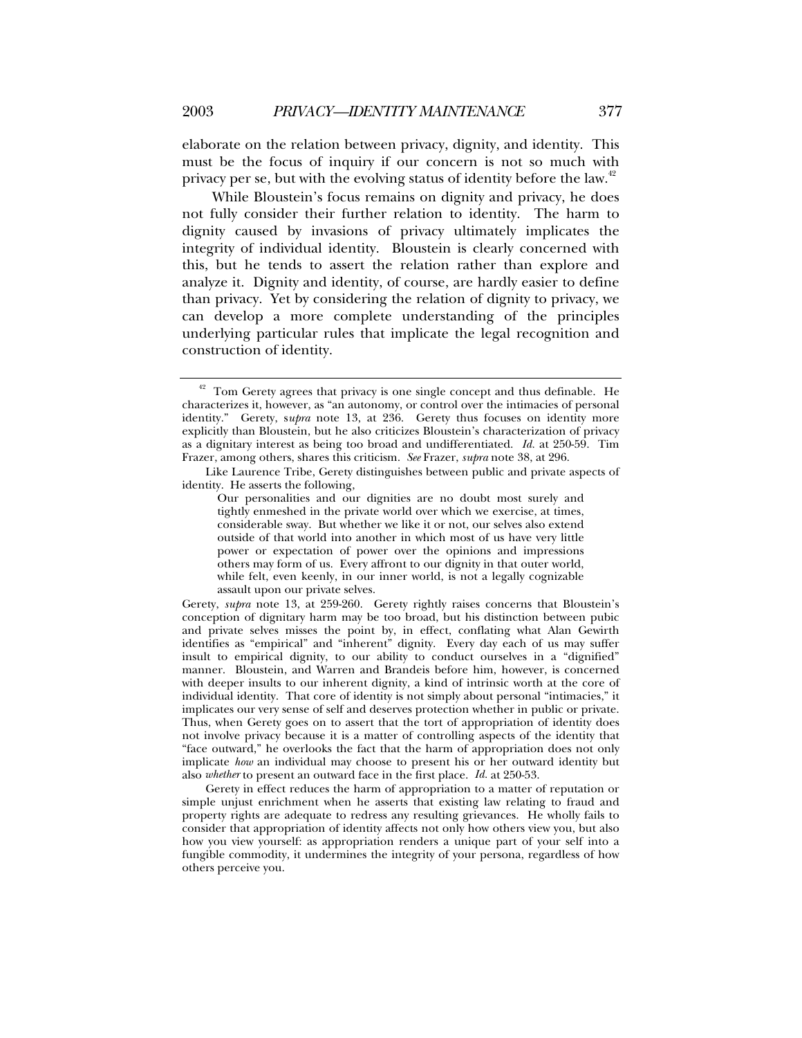elaborate on the relation between privacy, dignity, and identity. This must be the focus of inquiry if our concern is not so much with privacy per se, but with the evolving status of identity before the law.[42]

While Bloustein's focus remains on dignity and privacy, he does not fully consider their further relation to identity. The harm to dignity caused by invasions of privacy ultimately implicates the integrity of individual identity. Bloustein is clearly concerned with this, but he tends to assert the relation rather than explore and analyze it. Dignity and identity, of course, are hardly easier to define than privacy. Yet by considering the relation of dignity to privacy, we can develop a more complete understanding of the principles underlying particular rules that implicate the legal recognition and construction of identity.

---

[42] Tom Gerety agrees that privacy is one single concept and thus definable. He characterizes it, however, as "an autonomy, or control over the intimacies of personal identity." Gerety, s*upra* note 13, at 236. Gerety thus focuses on identity more explicitly than Bloustein, but he also criticizes Bloustein's characterization of privacy as a dignitary interest as being too broad and undifferentiated. *Id.* at 250-59. Tim Frazer, among others, shares this criticism. *See* Frazer, *supra* note 38, at 296.

Like Laurence Tribe, Gerety distinguishes between public and private aspects of identity. He asserts the following,

> Our personalities and our dignities are no doubt most surely and tightly enmeshed in the private world over which we exercise, at times, considerable sway. But whether we like it or not, our selves also extend outside of that world into another in which most of us have very little power or expectation of power over the opinions and impressions others may form of us. Every affront to our dignity in that outer world, while felt, even keenly, in our inner world, is not a legally cognizable assault upon our private selves.

Gerety, *supra* note 13, at 259-260. Gerety rightly raises concerns that Bloustein's conception of dignitary harm may be too broad, but his distinction between pubic and private selves misses the point by, in effect, conflating what Alan Gewirth identifies as "empirical" and "inherent" dignity. Every day each of us may suffer insult to empirical dignity, to our ability to conduct ourselves in a "dignified" manner. Bloustein, and Warren and Brandeis before him, however, is concerned with deeper insults to our inherent dignity, a kind of intrinsic worth at the core of individual identity. That core of identity is not simply about personal "intimacies," it implicates our very sense of self and deserves protection whether in public or private. Thus, when Gerety goes on to assert that the tort of appropriation of identity does not involve privacy because it is a matter of controlling aspects of the identity that "face outward," he overlooks the fact that the harm of appropriation does not only implicate *how* an individual may choose to present his or her outward identity but also *whether* to present an outward face in the first place. *Id.* at 250-53.

Gerety in effect reduces the harm of appropriation to a matter of reputation or simple unjust enrichment when he asserts that existing law relating to fraud and property rights are adequate to redress any resulting grievances. He wholly fails to consider that appropriation of identity affects not only how others view you, but also how you view yourself: as appropriation renders a unique part of your self into a fungible commodity, it undermines the integrity of your persona, regardless of how others perceive you.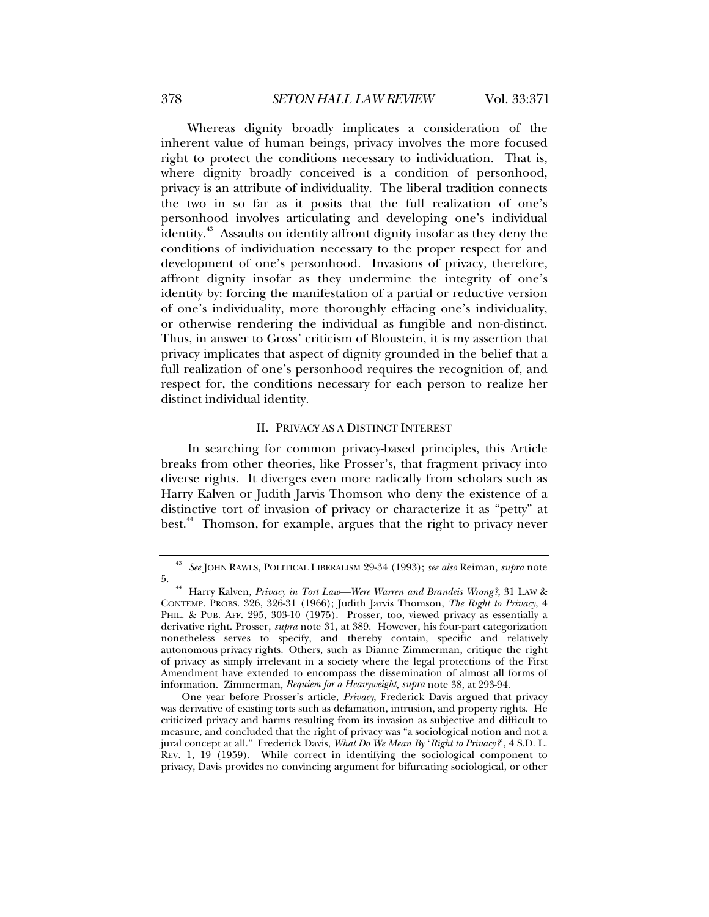Whereas dignity broadly implicates a consideration of the inherent value of human beings, privacy involves the more focused right to protect the conditions necessary to individuation. That is, where dignity broadly conceived is a condition of personhood, privacy is an attribute of individuality. The liberal tradition connects the two in so far as it posits that the full realization of one's personhood involves articulating and developing one's individual identity.[43] Assaults on identity affront dignity insofar as they deny the conditions of individuation necessary to the proper respect for and development of one's personhood. Invasions of privacy, therefore, affront dignity insofar as they undermine the integrity of one's identity by: forcing the manifestation of a partial or reductive version of one's individuality, more thoroughly effacing one's individuality, or otherwise rendering the individual as fungible and non-distinct. Thus, in answer to Gross' criticism of Bloustein, it is my assertion that privacy implicates that aspect of dignity grounded in the belief that a full realization of one's personhood requires the recognition of, and respect for, the conditions necessary for each person to realize her distinct individual identity.

## II. PRIVACY AS A DISTINCT INTEREST

In searching for common privacy-based principles, this Article breaks from other theories, like Prosser's, that fragment privacy into diverse rights. It diverges even more radically from scholars such as Harry Kalven or Judith Jarvis Thomson who deny the existence of a distinctive tort of invasion of privacy or characterize it as "petty" at best.[44] Thomson, for example, argues that the right to privacy never

---

[43] *See* JOHN RAWLS, POLITICAL LIBERALISM 29-34 (1993); *see also* Reiman, *supra* note 5.

[44] Harry Kalven, *Privacy in Tort Law—Were Warren and Brandeis Wrong?*, 31 LAW & CONTEMP. PROBS. 326, 326-31 (1966); Judith Jarvis Thomson, *The Right to Privacy*, 4 PHIL. & PUB. AFF. 295, 303-10 (1975). Prosser, too, viewed privacy as essentially a derivative right. Prosser, *supra* note 31, at 389. However, his four-part categorization nonetheless serves to specify, and thereby contain, specific and relatively autonomous privacy rights. Others, such as Dianne Zimmerman, critique the right of privacy as simply irrelevant in a society where the legal protections of the First Amendment have extended to encompass the dissemination of almost all forms of information. Zimmerman, *Requiem for a Heavyweight*, *supra* note 38, at 293-94.

One year before Prosser's article, *Privacy*, Frederick Davis argued that privacy was derivative of existing torts such as defamation, intrusion, and property rights. He criticized privacy and harms resulting from its invasion as subjective and difficult to measure, and concluded that the right of privacy was "a sociological notion and not a jural concept at all." Frederick Davis, *What Do We Mean By 'Right to Privacy?'*, 4 S.D. L. REV. 1, 19 (1959). While correct in identifying the sociological component to privacy, Davis provides no convincing argument for bifurcating sociological, or other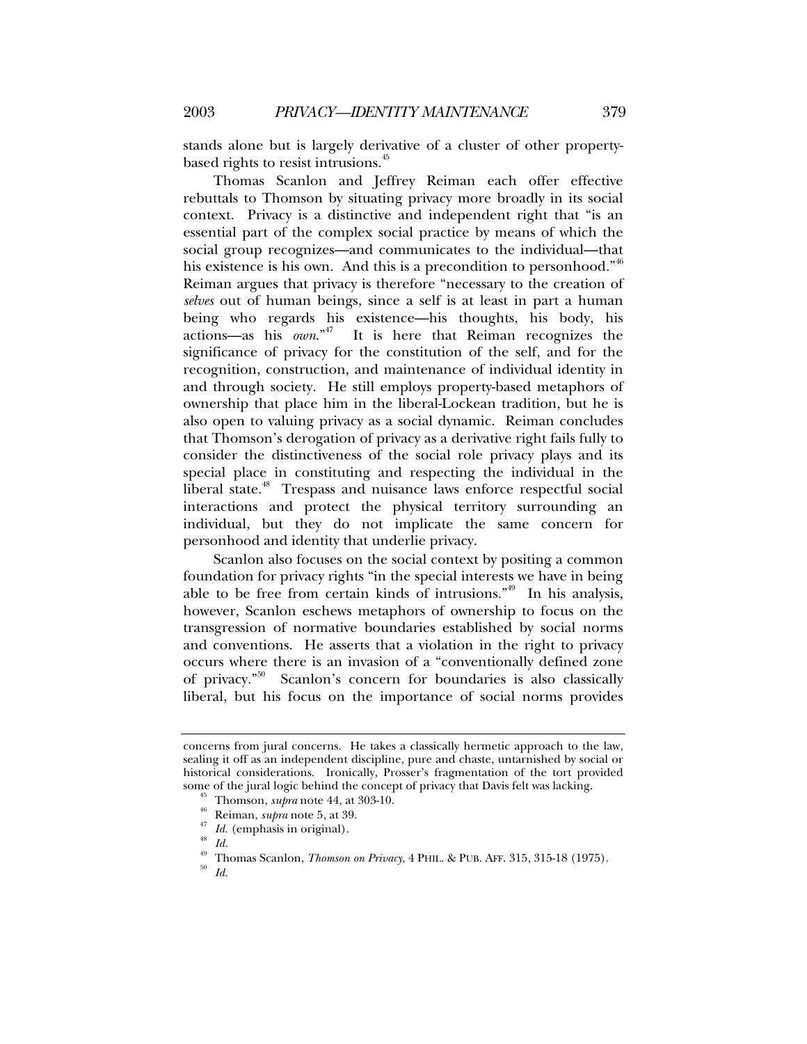stands alone but is largely derivative of a cluster of other property-based rights to resist intrusions.[45]

Thomas Scanlon and Jeffrey Reiman each offer effective rebuttals to Thomson by situating privacy more broadly in its social context. Privacy is a distinctive and independent right that "is an essential part of the complex social practice by means of which the social group recognizes—and communicates to the individual—that his existence is his own. And this is a precondition to personhood."[46] Reiman argues that privacy is therefore "necessary to the creation of *selves* out of human beings, since a self is at least in part a human being who regards his existence—his thoughts, his body, his actions—as his *own*."[47] It is here that Reiman recognizes the significance of privacy for the constitution of the self, and for the recognition, construction, and maintenance of individual identity in and through society. He still employs property-based metaphors of ownership that place him in the liberal-Lockean tradition, but he is also open to valuing privacy as a social dynamic. Reiman concludes that Thomson's derogation of privacy as a derivative right fails fully to consider the distinctiveness of the social role privacy plays and its special place in constituting and respecting the individual in the liberal state.[48] Trespass and nuisance laws enforce respectful social interactions and protect the physical territory surrounding an individual, but they do not implicate the same concern for personhood and identity that underlie privacy.

Scanlon also focuses on the social context by positing a common foundation for privacy rights "in the special interests we have in being able to be free from certain kinds of intrusions."[49] In his analysis, however, Scanlon eschews metaphors of ownership to focus on the transgression of normative boundaries established by social norms and conventions. He asserts that a violation in the right to privacy occurs where there is an invasion of a "conventionally defined zone of privacy."[50] Scanlon's concern for boundaries is also classically liberal, but his focus on the importance of social norms provides

---

concerns from jural concerns. He takes a classically hermetic approach to the law, sealing it off as an independent discipline, pure and chaste, untarnished by social or historical considerations. Ironically, Prosser's fragmentation of the tort provided some of the jural logic behind the concept of privacy that Davis felt was lacking.

[45] Thomson, *supra* note 44, at 303-10.

[46] Reiman, *supra* note 5, at 39.

[47] *Id.* (emphasis in original).

[48] *Id.*

[49] Thomas Scanlon, *Thomson on Privacy*, 4 PHIL. & PUB. AFF. 315, 315-18 (1975).

[50] *Id.*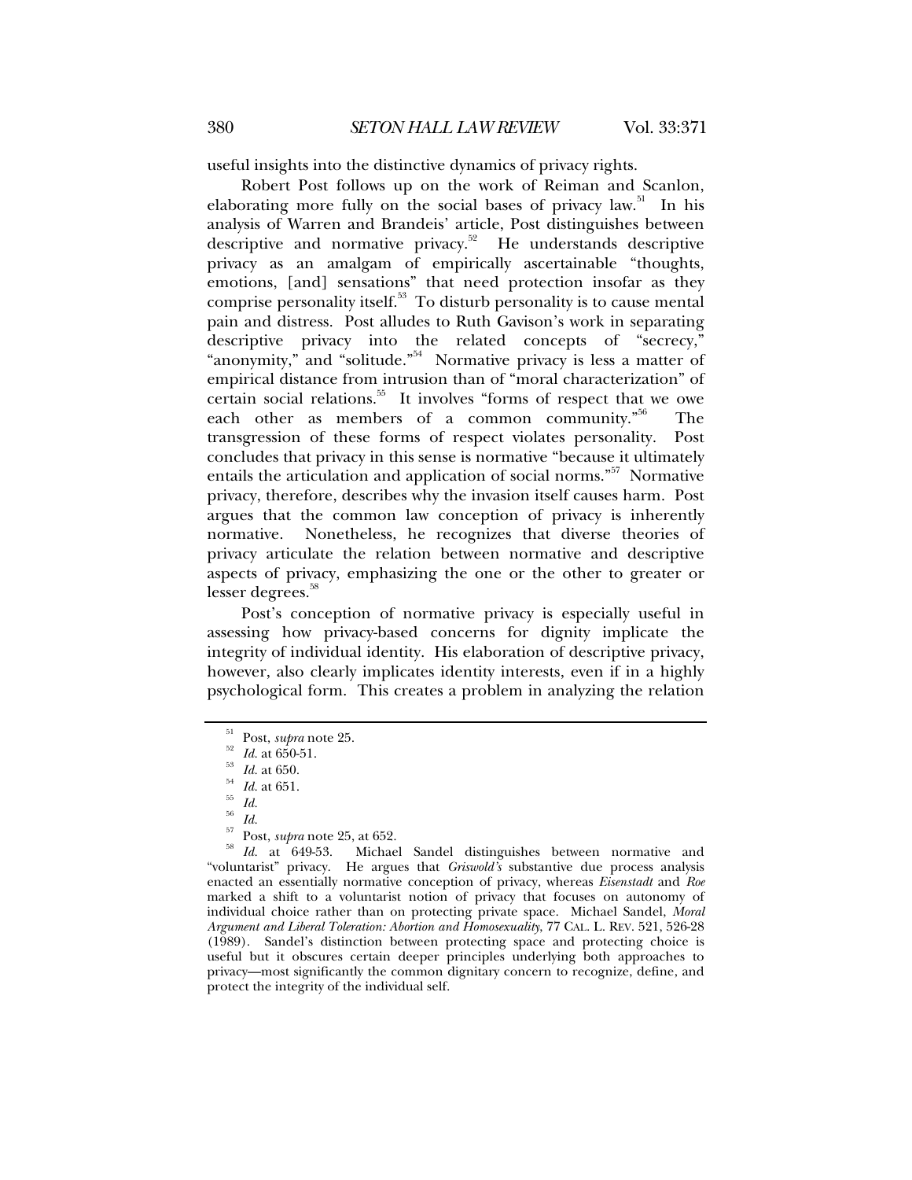useful insights into the distinctive dynamics of privacy rights.

Robert Post follows up on the work of Reiman and Scanlon, elaborating more fully on the social bases of privacy law.[51] In his analysis of Warren and Brandeis' article, Post distinguishes between descriptive and normative privacy.[52] He understands descriptive privacy as an amalgam of empirically ascertainable "thoughts, emotions, [and] sensations" that need protection insofar as they comprise personality itself.[53] To disturb personality is to cause mental pain and distress. Post alludes to Ruth Gavison's work in separating descriptive privacy into the related concepts of "secrecy," "anonymity," and "solitude."[54] Normative privacy is less a matter of empirical distance from intrusion than of "moral characterization" of certain social relations.[55] It involves "forms of respect that we owe each other as members of a common community."[56] The transgression of these forms of respect violates personality. Post concludes that privacy in this sense is normative "because it ultimately entails the articulation and application of social norms."[57] Normative privacy, therefore, describes why the invasion itself causes harm. Post argues that the common law conception of privacy is inherently normative. Nonetheless, he recognizes that diverse theories of privacy articulate the relation between normative and descriptive aspects of privacy, emphasizing the one or the other to greater or lesser degrees.[58]

Post's conception of normative privacy is especially useful in assessing how privacy-based concerns for dignity implicate the integrity of individual identity. His elaboration of descriptive privacy, however, also clearly implicates identity interests, even if in a highly psychological form. This creates a problem in analyzing the relation

---

[51] Post, *supra* note 25.

[52] *Id.* at 650-51.

[53] *Id.* at 650.

[54] *Id.* at 651.

[55] *Id.*

[56] *Id.*

[57] Post, *supra* note 25, at 652.

[58] *Id.* at 649-53. Michael Sandel distinguishes between normative and "voluntarist" privacy. He argues that *Griswold's* substantive due process analysis enacted an essentially normative conception of privacy, whereas *Eisenstadt* and *Roe* marked a shift to a voluntarist notion of privacy that focuses on autonomy of individual choice rather than on protecting private space. Michael Sandel, *Moral Argument and Liberal Toleration: Abortion and Homosexuality*, 77 CAL. L. REV. 521, 526-28 (1989). Sandel's distinction between protecting space and protecting choice is useful but it obscures certain deeper principles underlying both approaches to privacy—most significantly the common dignitary concern to recognize, define, and protect the integrity of the individual self.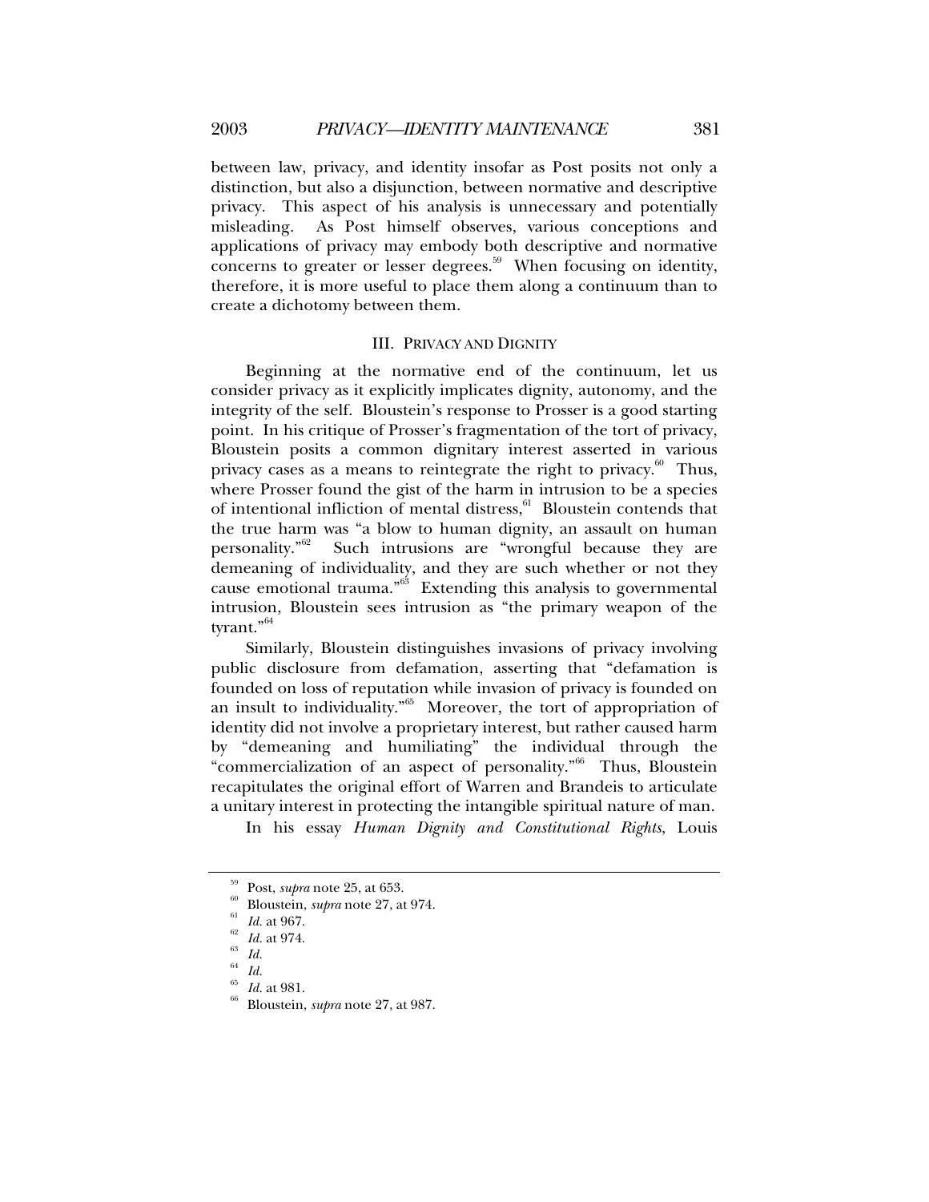between law, privacy, and identity insofar as Post posits not only a distinction, but also a disjunction, between normative and descriptive privacy. This aspect of his analysis is unnecessary and potentially misleading. As Post himself observes, various conceptions and applications of privacy may embody both descriptive and normative concerns to greater or lesser degrees.[59] When focusing on identity, therefore, it is more useful to place them along a continuum than to create a dichotomy between them.

## III. PRIVACY AND DIGNITY

Beginning at the normative end of the continuum, let us consider privacy as it explicitly implicates dignity, autonomy, and the integrity of the self. Bloustein's response to Prosser is a good starting point. In his critique of Prosser's fragmentation of the tort of privacy, Bloustein posits a common dignitary interest asserted in various privacy cases as a means to reintegrate the right to privacy.[60] Thus, where Prosser found the gist of the harm in intrusion to be a species of intentional infliction of mental distress,[61] Bloustein contends that the true harm was "a blow to human dignity, an assault on human personality."[62] Such intrusions are "wrongful because they are demeaning of individuality, and they are such whether or not they cause emotional trauma."[63] Extending this analysis to governmental intrusion, Bloustein sees intrusion as "the primary weapon of the tyrant."[64]

Similarly, Bloustein distinguishes invasions of privacy involving public disclosure from defamation, asserting that "defamation is founded on loss of reputation while invasion of privacy is founded on an insult to individuality."[65] Moreover, the tort of appropriation of identity did not involve a proprietary interest, but rather caused harm by "demeaning and humiliating" the individual through the "commercialization of an aspect of personality."[66] Thus, Bloustein recapitulates the original effort of Warren and Brandeis to articulate a unitary interest in protecting the intangible spiritual nature of man.

In his essay *Human Dignity and Constitutional Rights*, Louis

---

[59] Post, *supra* note 25, at 653.

[60] Bloustein, *supra* note 27, at 974.

[61] *Id.* at 967.

[62] *Id.* at 974.

[63] *Id.*

[64] *Id.*

[65] *Id.* at 981.

[66] Bloustein, *supra* note 27, at 987.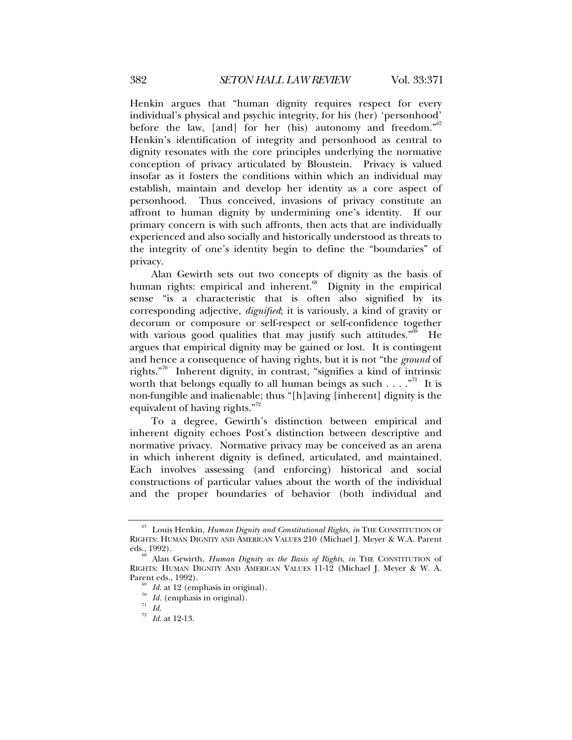Henkin argues that "human dignity requires respect for every individual's physical and psychic integrity, for his (her) 'personhood' before the law, [and] for her (his) autonomy and freedom."[67] Henkin's identification of integrity and personhood as central to dignity resonates with the core principles underlying the normative conception of privacy articulated by Bloustein. Privacy is valued insofar as it fosters the conditions within which an individual may establish, maintain and develop her identity as a core aspect of personhood. Thus conceived, invasions of privacy constitute an affront to human dignity by undermining one's identity. If our primary concern is with such affronts, then acts that are individually experienced and also socially and historically understood as threats to the integrity of one's identity begin to define the "boundaries" of privacy.

Alan Gewirth sets out two concepts of dignity as the basis of human rights: empirical and inherent.[68] Dignity in the empirical sense "is a characteristic that is often also signified by its corresponding adjective, *dignified*; it is variously, a kind of gravity or decorum or composure or self-respect or self-confidence together with various good qualities that may justify such attitudes."[69] He argues that empirical dignity may be gained or lost. It is contingent and hence a consequence of having rights, but it is not "the *ground* of rights."[70] Inherent dignity, in contrast, "signifies a kind of intrinsic worth that belongs equally to all human beings as such . . . ."[71] It is non-fungible and inalienable; thus "[h]aving [inherent] dignity is the equivalent of having rights."[72]

To a degree, Gewirth's distinction between empirical and inherent dignity echoes Post's distinction between descriptive and normative privacy. Normative privacy may be conceived as an arena in which inherent dignity is defined, articulated, and maintained. Each involves assessing (and enforcing) historical and social constructions of particular values about the worth of the individual and the proper boundaries of behavior (both individual and

---

[67] Louis Henkin, *Human Dignity and Constitutional Rights*, *in* THE CONSTITUTION OF RIGHTS: HUMAN DIGNITY AND AMERICAN VALUES 210 (Michael J. Meyer & W.A. Parent eds., 1992).

[68] Alan Gewirth, *Human Dignity as the Basis of Rights*, *in* THE CONSTITUTION of RIGHTS: HUMAN DIGNITY AND AMERICAN VALUES 11-12 (Michael J. Meyer & W. A. Parent eds., 1992).

[69] *Id.* at 12 (emphasis in original).

[70] *Id.* (emphasis in original).

[71] *Id.*

[72] *Id.* at 12-13.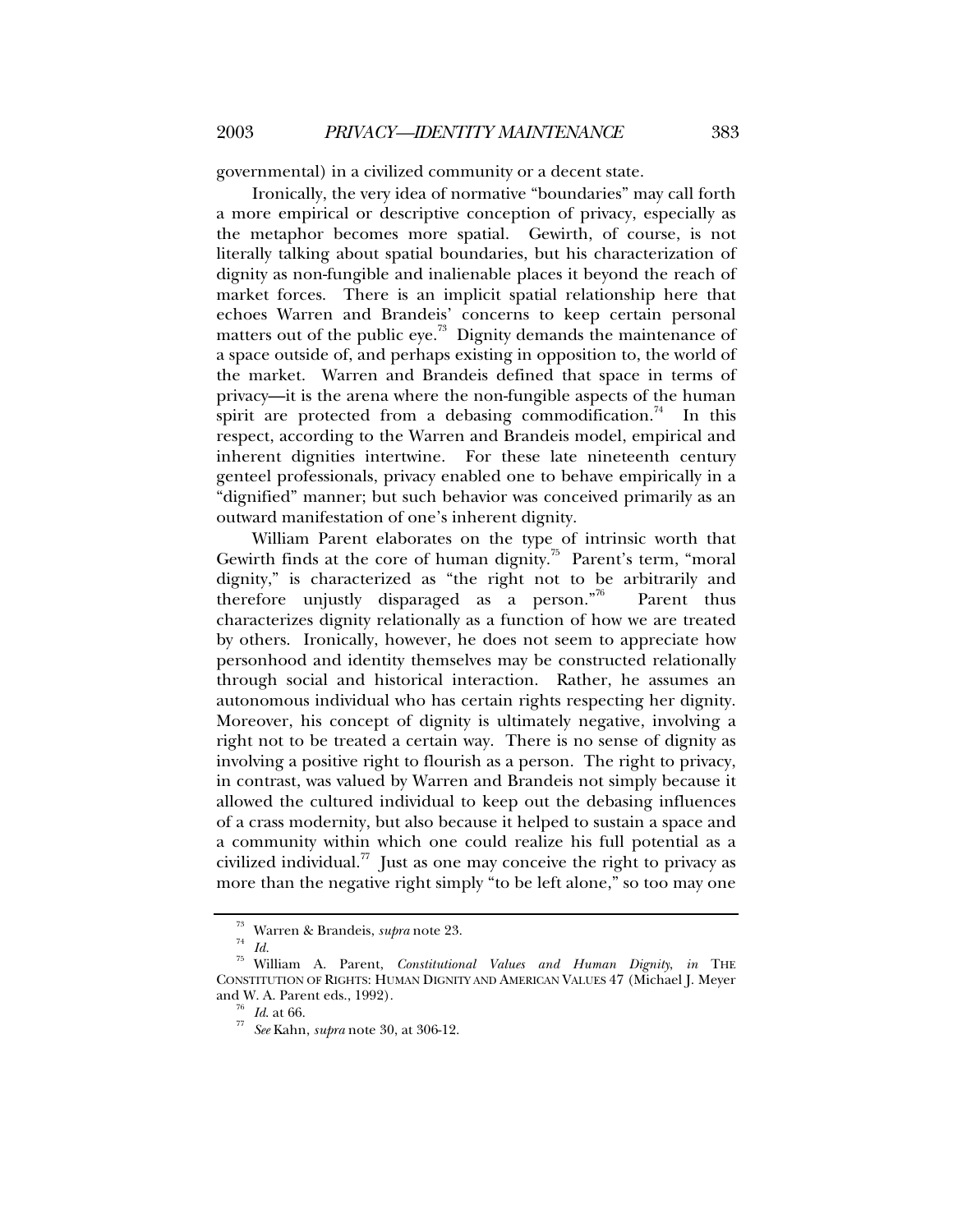governmental) in a civilized community or a decent state.

Ironically, the very idea of normative "boundaries" may call forth a more empirical or descriptive conception of privacy, especially as the metaphor becomes more spatial. Gewirth, of course, is not literally talking about spatial boundaries, but his characterization of dignity as non-fungible and inalienable places it beyond the reach of market forces. There is an implicit spatial relationship here that echoes Warren and Brandeis' concerns to keep certain personal matters out of the public eye.[73] Dignity demands the maintenance of a space outside of, and perhaps existing in opposition to, the world of the market. Warren and Brandeis defined that space in terms of privacy—it is the arena where the non-fungible aspects of the human spirit are protected from a debasing commodification.[74] In this respect, according to the Warren and Brandeis model, empirical and inherent dignities intertwine. For these late nineteenth century genteel professionals, privacy enabled one to behave empirically in a "dignified" manner; but such behavior was conceived primarily as an outward manifestation of one's inherent dignity.

William Parent elaborates on the type of intrinsic worth that Gewirth finds at the core of human dignity.[75] Parent's term, "moral dignity," is characterized as "the right not to be arbitrarily and therefore unjustly disparaged as a person."[76] Parent thus characterizes dignity relationally as a function of how we are treated by others. Ironically, however, he does not seem to appreciate how personhood and identity themselves may be constructed relationally through social and historical interaction. Rather, he assumes an autonomous individual who has certain rights respecting her dignity. Moreover, his concept of dignity is ultimately negative, involving a right not to be treated a certain way. There is no sense of dignity as involving a positive right to flourish as a person. The right to privacy, in contrast, was valued by Warren and Brandeis not simply because it allowed the cultured individual to keep out the debasing influences of a crass modernity, but also because it helped to sustain a space and a community within which one could realize his full potential as a civilized individual.[77] Just as one may conceive the right to privacy as more than the negative right simply "to be left alone," so too may one

---

[73] Warren & Brandeis, *supra* note 23.

[74] *Id.*

[75] William A. Parent, *Constitutional Values and Human Dignity*, *in* THE CONSTITUTION OF RIGHTS: HUMAN DIGNITY AND AMERICAN VALUES 47 (Michael J. Meyer and W. A. Parent eds., 1992).

[76] *Id.* at 66.

[77] *See* Kahn, *supra* note 30, at 306-12.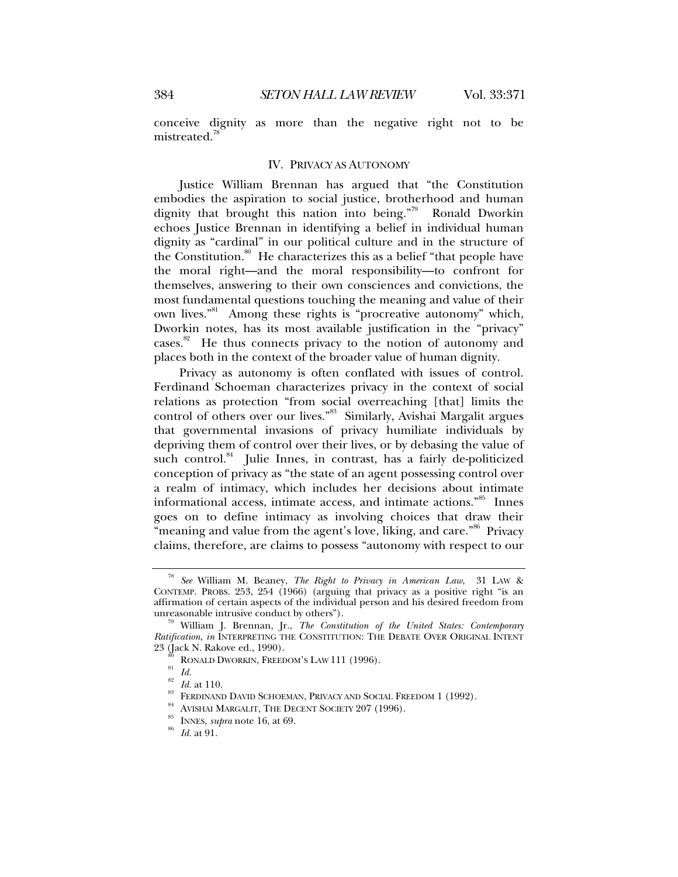conceive dignity as more than the negative right not to be mistreated.[78]

## IV. PRIVACY AS AUTONOMY

Justice William Brennan has argued that "the Constitution embodies the aspiration to social justice, brotherhood and human dignity that brought this nation into being."[79] Ronald Dworkin echoes Justice Brennan in identifying a belief in individual human dignity as "cardinal" in our political culture and in the structure of the Constitution.[80] He characterizes this as a belief "that people have the moral right—and the moral responsibility—to confront for themselves, answering to their own consciences and convictions, the most fundamental questions touching the meaning and value of their own lives."[81] Among these rights is "procreative autonomy" which, Dworkin notes, has its most available justification in the "privacy" cases.[82] He thus connects privacy to the notion of autonomy and places both in the context of the broader value of human dignity.

Privacy as autonomy is often conflated with issues of control. Ferdinand Schoeman characterizes privacy in the context of social relations as protection "from social overreaching [that] limits the control of others over our lives."[83] Similarly, Avishai Margalit argues that governmental invasions of privacy humiliate individuals by depriving them of control over their lives, or by debasing the value of such control.[84] Julie Innes, in contrast, has a fairly de-politicized conception of privacy as "the state of an agent possessing control over a realm of intimacy, which includes her decisions about intimate informational access, intimate access, and intimate actions."[85] Innes goes on to define intimacy as involving choices that draw their "meaning and value from the agent's love, liking, and care."[86] Privacy claims, therefore, are claims to possess "autonomy with respect to our

---

[78] *See* William M. Beaney, *The Right to Privacy in American Law*, 31 LAW & CONTEMP. PROBS. 253, 254 (1966) (arguing that privacy as a positive right "is an affirmation of certain aspects of the individual person and his desired freedom from unreasonable intrusive conduct by others").

[79] William J. Brennan, Jr., *The Constitution of the United States: Contemporary Ratification*, *in* INTERPRETING THE CONSTITUTION: THE DEBATE OVER ORIGINAL INTENT 23 (Jack N. Rakove ed., 1990).

[80] RONALD DWORKIN, FREEDOM'S LAW 111 (1996).

[81] *Id.*

[82] *Id.* at 110.

[83] FERDINAND DAVID SCHOEMAN, PRIVACY AND SOCIAL FREEDOM 1 (1992).

[84] AVISHAI MARGALIT, THE DECENT SOCIETY 207 (1996).

[85] INNES, *supra* note 16, at 69.

[86] *Id.* at 91.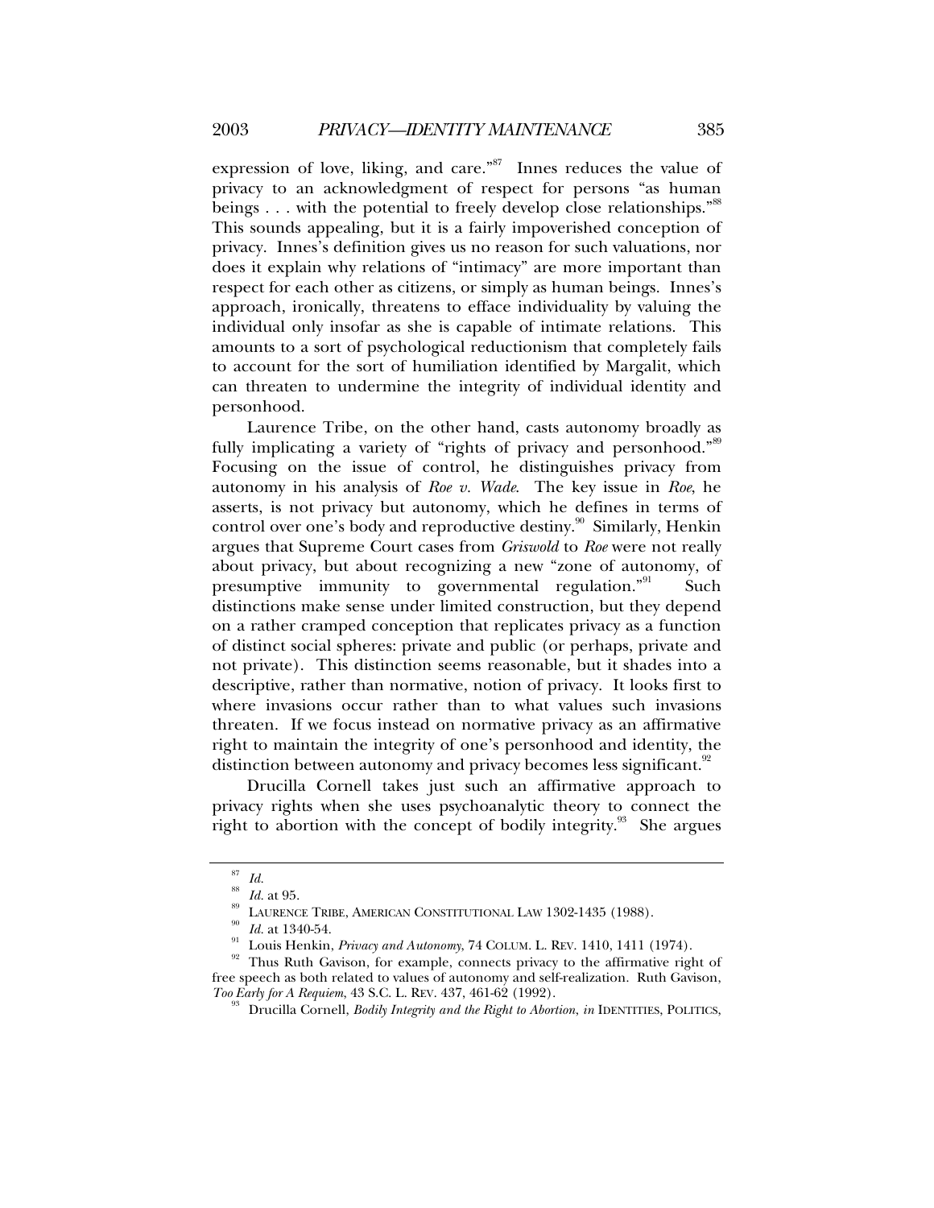expression of love, liking, and care."[87] Innes reduces the value of privacy to an acknowledgment of respect for persons "as human beings . . . with the potential to freely develop close relationships."[88] This sounds appealing, but it is a fairly impoverished conception of privacy. Innes's definition gives us no reason for such valuations, nor does it explain why relations of "intimacy" are more important than respect for each other as citizens, or simply as human beings. Innes's approach, ironically, threatens to efface individuality by valuing the individual only insofar as she is capable of intimate relations. This amounts to a sort of psychological reductionism that completely fails to account for the sort of humiliation identified by Margalit, which can threaten to undermine the integrity of individual identity and personhood.

Laurence Tribe, on the other hand, casts autonomy broadly as fully implicating a variety of "rights of privacy and personhood."[89] Focusing on the issue of control, he distinguishes privacy from autonomy in his analysis of *Roe v. Wade*. The key issue in *Roe*, he asserts, is not privacy but autonomy, which he defines in terms of control over one's body and reproductive destiny.[90] Similarly, Henkin argues that Supreme Court cases from *Griswold* to *Roe* were not really about privacy, but about recognizing a new "zone of autonomy, of presumptive immunity to governmental regulation."[91] Such distinctions make sense under limited construction, but they depend on a rather cramped conception that replicates privacy as a function of distinct social spheres: private and public (or perhaps, private and not private). This distinction seems reasonable, but it shades into a descriptive, rather than normative, notion of privacy. It looks first to where invasions occur rather than to what values such invasions threaten. If we focus instead on normative privacy as an affirmative right to maintain the integrity of one's personhood and identity, the distinction between autonomy and privacy becomes less significant.[92]

Drucilla Cornell takes just such an affirmative approach to privacy rights when she uses psychoanalytic theory to connect the right to abortion with the concept of bodily integrity.[93] She argues

---

[87] *Id.*

[88] *Id.* at 95.

[89] LAURENCE TRIBE, AMERICAN CONSTITUTIONAL LAW 1302-1435 (1988).

[90] *Id.* at 1340-54.

[91] Louis Henkin, *Privacy and Autonomy*, 74 COLUM. L. REV. 1410, 1411 (1974).

[92] Thus Ruth Gavison, for example, connects privacy to the affirmative right of free speech as both related to values of autonomy and self-realization. Ruth Gavison, *Too Early for A Requiem*, 43 S.C. L. REV. 437, 461-62 (1992).

[93] Drucilla Cornell, *Bodily Integrity and the Right to Abortion*, *in* IDENTITIES, POLITICS,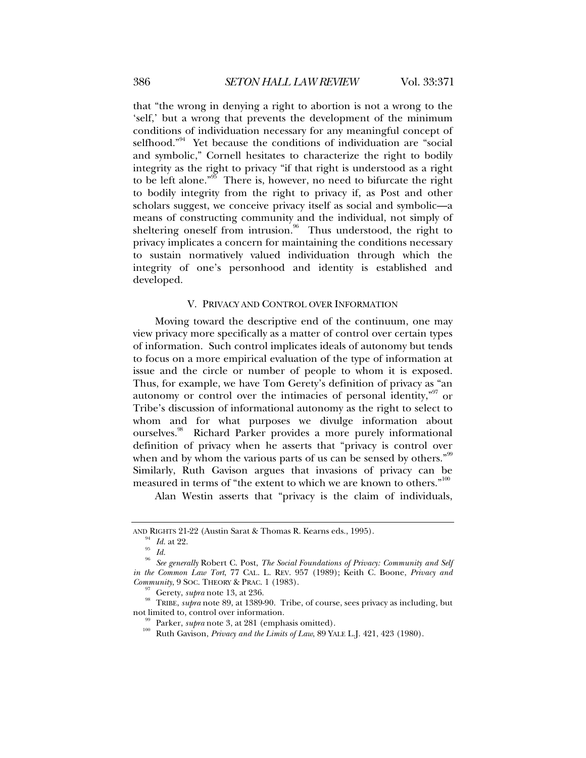that "the wrong in denying a right to abortion is not a wrong to the 'self,' but a wrong that prevents the development of the minimum conditions of individuation necessary for any meaningful concept of selfhood."[94] Yet because the conditions of individuation are "social and symbolic," Cornell hesitates to characterize the right to bodily integrity as the right to privacy "if that right is understood as a right to be left alone."[95] There is, however, no need to bifurcate the right to bodily integrity from the right to privacy if, as Post and other scholars suggest, we conceive privacy itself as social and symbolic—a means of constructing community and the individual, not simply of sheltering oneself from intrusion.[96] Thus understood, the right to privacy implicates a concern for maintaining the conditions necessary to sustain normatively valued individuation through which the integrity of one's personhood and identity is established and developed.

## V. PRIVACY AND CONTROL OVER INFORMATION

Moving toward the descriptive end of the continuum, one may view privacy more specifically as a matter of control over certain types of information. Such control implicates ideals of autonomy but tends to focus on a more empirical evaluation of the type of information at issue and the circle or number of people to whom it is exposed. Thus, for example, we have Tom Gerety's definition of privacy as "an autonomy or control over the intimacies of personal identity,"[97] or Tribe's discussion of informational autonomy as the right to select to whom and for what purposes we divulge information about ourselves.[98] Richard Parker provides a more purely informational definition of privacy when he asserts that "privacy is control over when and by whom the various parts of us can be sensed by others."[99] Similarly, Ruth Gavison argues that invasions of privacy can be measured in terms of "the extent to which we are known to others."[100]

Alan Westin asserts that "privacy is the claim of individuals,

---

AND RIGHTS 21-22 (Austin Sarat & Thomas R. Kearns eds., 1995).

[94] *Id.* at 22.

[95] *Id.*

[96] *See generally* Robert C. Post, *The Social Foundations of Privacy: Community and Self in the Common Law Tort*, 77 CAL. L. REV. 957 (1989); Keith C. Boone, *Privacy and Community*, 9 SOC. THEORY & PRAC. 1 (1983).

[97] Gerety, *supra* note 13, at 236.

[98] TRIBE, *supra* note 89, at 1389-90. Tribe, of course, sees privacy as including, but not limited to, control over information.

[99] Parker, *supra* note 3, at 281 (emphasis omitted).

[100] Ruth Gavison, *Privacy and the Limits of Law*, 89 YALE L.J. 421, 423 (1980).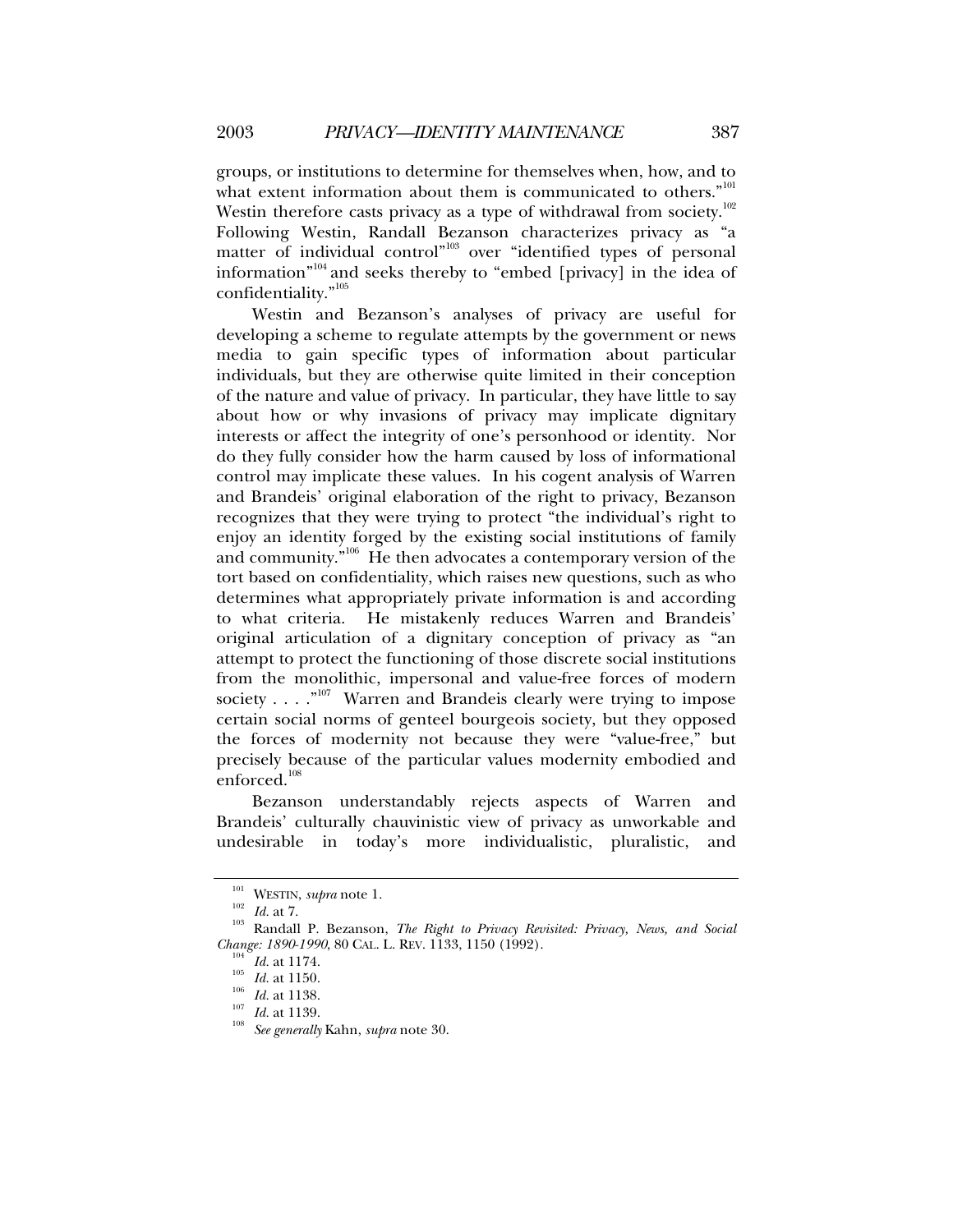groups, or institutions to determine for themselves when, how, and to what extent information about them is communicated to others."[101] Westin therefore casts privacy as a type of withdrawal from society.[102] Following Westin, Randall Bezanson characterizes privacy as "a matter of individual control"[103] over "identified types of personal information"[104] and seeks thereby to "embed [privacy] in the idea of confidentiality."[105]

Westin and Bezanson's analyses of privacy are useful for developing a scheme to regulate attempts by the government or news media to gain specific types of information about particular individuals, but they are otherwise quite limited in their conception of the nature and value of privacy. In particular, they have little to say about how or why invasions of privacy may implicate dignitary interests or affect the integrity of one's personhood or identity. Nor do they fully consider how the harm caused by loss of informational control may implicate these values. In his cogent analysis of Warren and Brandeis' original elaboration of the right to privacy, Bezanson recognizes that they were trying to protect "the individual's right to enjoy an identity forged by the existing social institutions of family and community."[106] He then advocates a contemporary version of the tort based on confidentiality, which raises new questions, such as who determines what appropriately private information is and according to what criteria. He mistakenly reduces Warren and Brandeis' original articulation of a dignitary conception of privacy as "an attempt to protect the functioning of those discrete social institutions from the monolithic, impersonal and value-free forces of modern society . . . ."[107] Warren and Brandeis clearly were trying to impose certain social norms of genteel bourgeois society, but they opposed the forces of modernity not because they were "value-free," but precisely because of the particular values modernity embodied and enforced.[108]

Bezanson understandably rejects aspects of Warren and Brandeis' culturally chauvinistic view of privacy as unworkable and undesirable in today's more individualistic, pluralistic, and

---

[101] WESTIN, *supra* note 1.

[102] *Id.* at 7.

[103] Randall P. Bezanson, *The Right to Privacy Revisited: Privacy, News, and Social Change: 1890-1990*, 80 CAL. L. REV. 1133, 1150 (1992).

[104] *Id.* at 1174.

[105] *Id.* at 1150.

[106] *Id.* at 1138.

[107] *Id.* at 1139.

[108] *See generally* Kahn, *supra* note 30.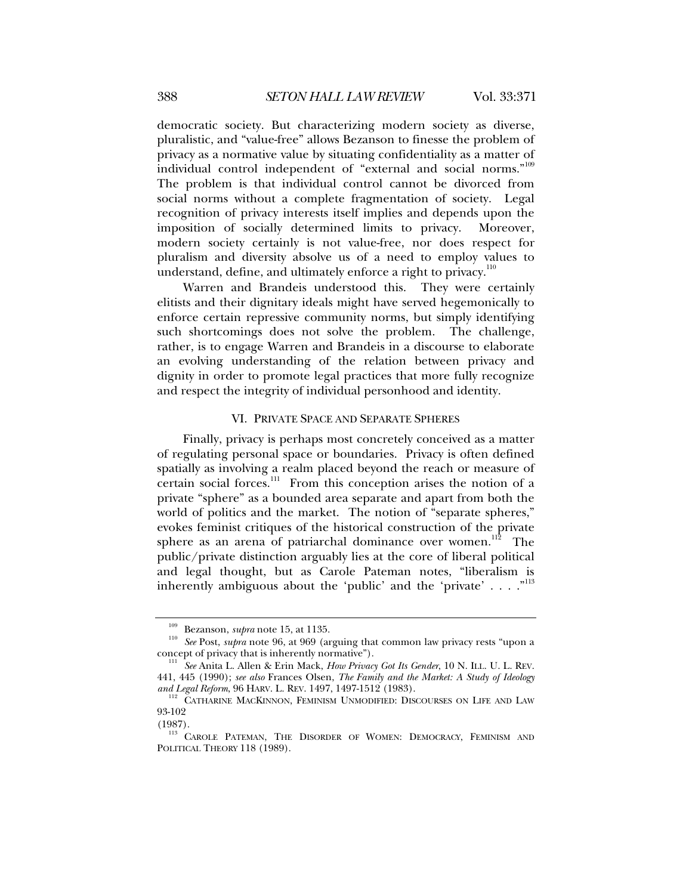democratic society. But characterizing modern society as diverse, pluralistic, and "value-free" allows Bezanson to finesse the problem of privacy as a normative value by situating confidentiality as a matter of individual control independent of "external and social norms."[109] The problem is that individual control cannot be divorced from social norms without a complete fragmentation of society. Legal recognition of privacy interests itself implies and depends upon the imposition of socially determined limits to privacy. Moreover, modern society certainly is not value-free, nor does respect for pluralism and diversity absolve us of a need to employ values to understand, define, and ultimately enforce a right to privacy.[110]

Warren and Brandeis understood this. They were certainly elitists and their dignitary ideals might have served hegemonically to enforce certain repressive community norms, but simply identifying such shortcomings does not solve the problem. The challenge, rather, is to engage Warren and Brandeis in a discourse to elaborate an evolving understanding of the relation between privacy and dignity in order to promote legal practices that more fully recognize and respect the integrity of individual personhood and identity.

## VI. PRIVATE SPACE AND SEPARATE SPHERES

Finally, privacy is perhaps most concretely conceived as a matter of regulating personal space or boundaries. Privacy is often defined spatially as involving a realm placed beyond the reach or measure of certain social forces.[111] From this conception arises the notion of a private "sphere" as a bounded area separate and apart from both the world of politics and the market. The notion of "separate spheres," evokes feminist critiques of the historical construction of the private sphere as an arena of patriarchal dominance over women.[112] The public/private distinction arguably lies at the core of liberal political and legal thought, but as Carole Pateman notes, "liberalism is inherently ambiguous about the 'public' and the 'private' . . . ."[113]

---

[109] Bezanson, *supra* note 15, at 1135.

[110] *See* Post, *supra* note 96, at 969 (arguing that common law privacy rests "upon a concept of privacy that is inherently normative").

[111] *See* Anita L. Allen & Erin Mack, *How Privacy Got Its Gender*, 10 N. ILL. U. L. REV. 441, 445 (1990); *see also* Frances Olsen, *The Family and the Market: A Study of Ideology and Legal Reform*, 96 HARV. L. REV. 1497, 1497-1512 (1983).

[112] CATHARINE MACKINNON, FEMINISM UNMODIFIED: DISCOURSES ON LIFE AND LAW 93-102 (1987).

[113] CAROLE PATEMAN, THE DISORDER OF WOMEN: DEMOCRACY, FEMINISM AND POLITICAL THEORY 118 (1989).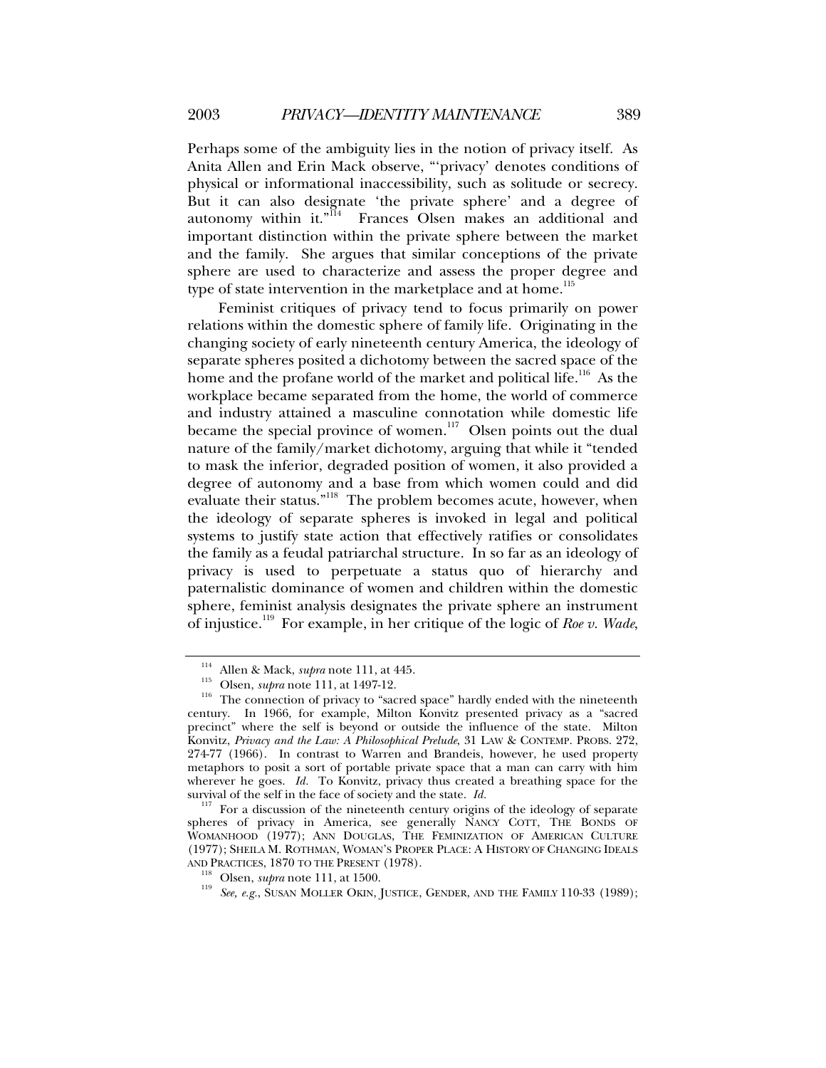Perhaps some of the ambiguity lies in the notion of privacy itself. As Anita Allen and Erin Mack observe, "'privacy' denotes conditions of physical or informational inaccessibility, such as solitude or secrecy. But it can also designate 'the private sphere' and a degree of autonomy within it."[114] Frances Olsen makes an additional and important distinction within the private sphere between the market and the family. She argues that similar conceptions of the private sphere are used to characterize and assess the proper degree and type of state intervention in the marketplace and at home.[115]

Feminist critiques of privacy tend to focus primarily on power relations within the domestic sphere of family life. Originating in the changing society of early nineteenth century America, the ideology of separate spheres posited a dichotomy between the sacred space of the home and the profane world of the market and political life.[116] As the workplace became separated from the home, the world of commerce and industry attained a masculine connotation while domestic life became the special province of women.[117] Olsen points out the dual nature of the family/market dichotomy, arguing that while it "tended to mask the inferior, degraded position of women, it also provided a degree of autonomy and a base from which women could and did evaluate their status."[118] The problem becomes acute, however, when the ideology of separate spheres is invoked in legal and political systems to justify state action that effectively ratifies or consolidates the family as a feudal patriarchal structure. In so far as an ideology of privacy is used to perpetuate a status quo of hierarchy and paternalistic dominance of women and children within the domestic sphere, feminist analysis designates the private sphere an instrument of injustice.[119] For example, in her critique of the logic of *Roe v. Wade*,

---

[114] Allen & Mack, *supra* note 111, at 445.

[115] Olsen, *supra* note 111, at 1497-12.

[116] The connection of privacy to "sacred space" hardly ended with the nineteenth century. In 1966, for example, Milton Konvitz presented privacy as a "sacred precinct" where the self is beyond or outside the influence of the state. Milton Konvitz, *Privacy and the Law: A Philosophical Prelude*, 31 LAW & CONTEMP. PROBS. 272, 274-77 (1966). In contrast to Warren and Brandeis, however, he used property metaphors to posit a sort of portable private space that a man can carry with him wherever he goes. *Id.* To Konvitz, privacy thus created a breathing space for the survival of the self in the face of society and the state. *Id.*

[117] For a discussion of the nineteenth century origins of the ideology of separate spheres of privacy in America, see generally NANCY COTT, THE BONDS OF WOMANHOOD (1977); ANN DOUGLAS, THE FEMINIZATION OF AMERICAN CULTURE (1977); SHEILA M. ROTHMAN, WOMAN'S PROPER PLACE: A HISTORY OF CHANGING IDEALS AND PRACTICES, 1870 TO THE PRESENT (1978).

[118] Olsen, *supra* note 111, at 1500.

[119] *See, e.g.*, SUSAN MOLLER OKIN, JUSTICE, GENDER, AND THE FAMILY 110-33 (1989);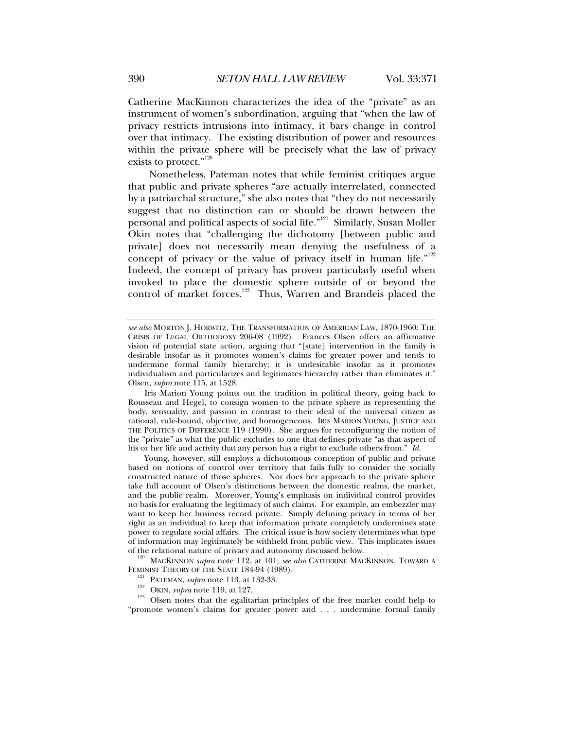Catherine MacKinnon characterizes the idea of the "private" as an instrument of women's subordination, arguing that "when the law of privacy restricts intrusions into intimacy, it bars change in control over that intimacy. The existing distribution of power and resources within the private sphere will be precisely what the law of privacy exists to protect."[120]

Nonetheless, Pateman notes that while feminist critiques argue that public and private spheres "are actually interrelated, connected by a patriarchal structure," she also notes that "they do not necessarily suggest that no distinction can or should be drawn between the personal and political aspects of social life."[121] Similarly, Susan Moller Okin notes that "challenging the dichotomy [between public and private] does not necessarily mean denying the usefulness of a concept of privacy or the value of privacy itself in human life."[122] Indeed, the concept of privacy has proven particularly useful when invoked to place the domestic sphere outside of or beyond the control of market forces.[123] Thus, Warren and Brandeis placed the

---

*see also* MORTON J. HORWITZ, THE TRANSFORMATION OF AMERICAN LAW, 1870-1960: THE CRISIS OF LEGAL ORTHODOXY 206-08 (1992). Frances Olsen offers an affirmative vision of potential state action, arguing that "[state] intervention in the family is desirable insofar as it promotes women's claims for greater power and tends to undermine formal family hierarchy; it is undesirable insofar as it promotes individualism and particularizes and legitimates hierarchy rather than eliminates it." Olsen, *supra* note 115, at 1528.

Iris Marion Young points out the tradition in political theory, going back to Rousseau and Hegel, to consign women to the private sphere as representing the body, sensuality, and passion in contrast to their ideal of the universal citizen as rational, rule-bound, objective, and homogeneous. IRIS MARION YOUNG, JUSTICE AND THE POLITICS OF DIFFERENCE 119 (1990). She argues for reconfiguring the notion of the "private" as what the public excludes to one that defines private "as that aspect of his or her life and activity that any person has a right to exclude others from." *Id.*

Young, however, still employs a dichotomous conception of public and private based on notions of control over territory that fails fully to consider the socially constructed nature of those spheres. Nor does her approach to the private sphere take full account of Olsen's distinctions between the domestic realms, the market, and the public realm. Moreover, Young's emphasis on individual control provides no basis for evaluating the legitimacy of such claims. For example, an embezzler may want to keep her business record private. Simply defining privacy in terms of her right as an individual to keep that information private completely undermines state power to regulate social affairs. The critical issue is how society determines what type of information may legitimately be withheld from public view. This implicates issues of the relational nature of privacy and autonomy discussed below.

[120] MACKINNON *supra* note 112, at 101; *see also* CATHERINE MACKINNON, TOWARD A FEMINIST THEORY OF THE STATE 184-94 (1989).

[121] PATEMAN, *supra* note 113, at 132-33.

[122] OKIN, *supra* note 119, at 127.

[123] Olsen notes that the egalitarian principles of the free market could help to "promote women's claims for greater power and . . . undermine formal family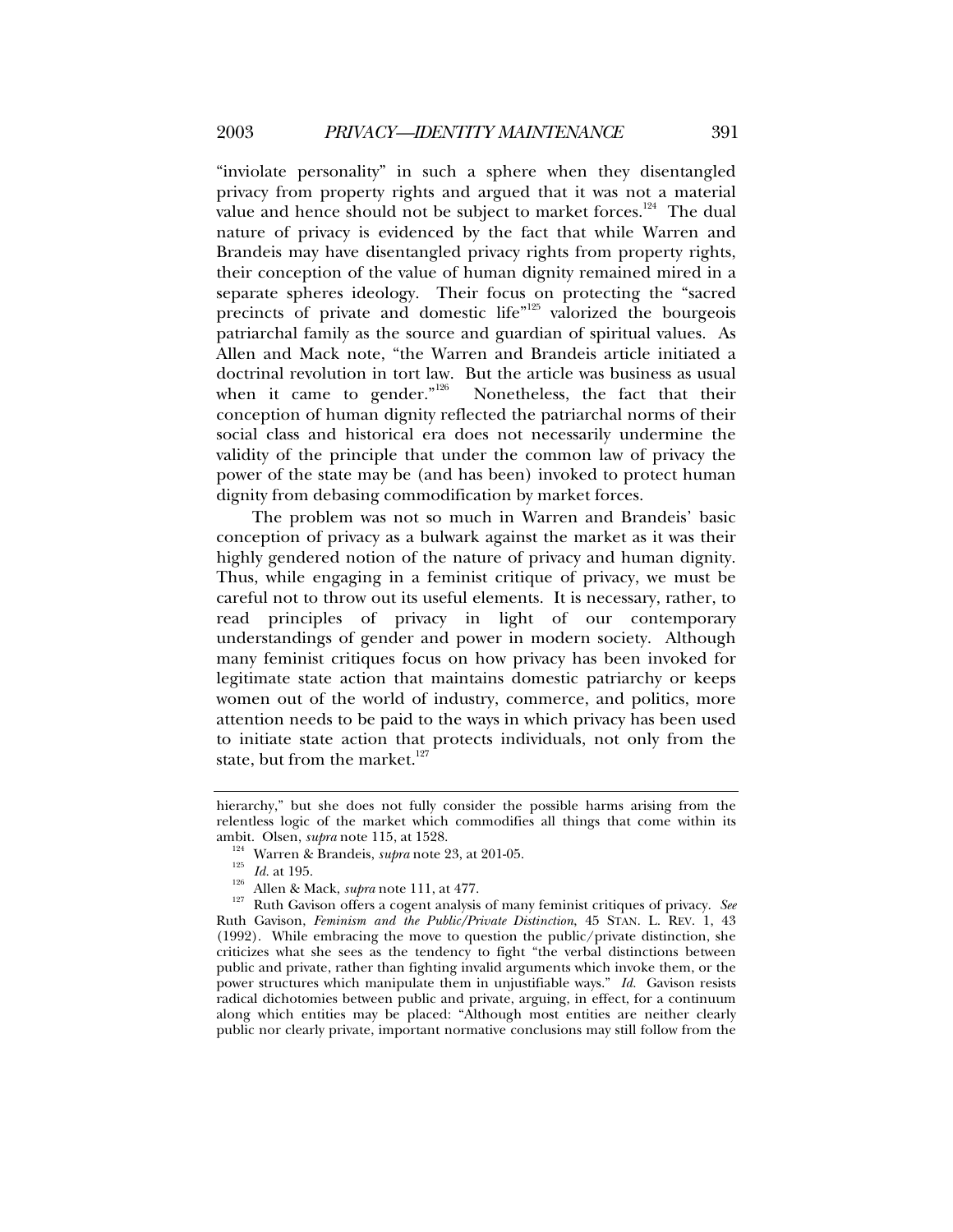"inviolate personality" in such a sphere when they disentangled privacy from property rights and argued that it was not a material value and hence should not be subject to market forces.[124] The dual nature of privacy is evidenced by the fact that while Warren and Brandeis may have disentangled privacy rights from property rights, their conception of the value of human dignity remained mired in a separate spheres ideology. Their focus on protecting the "sacred precincts of private and domestic life"[125] valorized the bourgeois patriarchal family as the source and guardian of spiritual values. As Allen and Mack note, "the Warren and Brandeis article initiated a doctrinal revolution in tort law. But the article was business as usual when it came to gender."[126] Nonetheless, the fact that their conception of human dignity reflected the patriarchal norms of their social class and historical era does not necessarily undermine the validity of the principle that under the common law of privacy the power of the state may be (and has been) invoked to protect human dignity from debasing commodification by market forces.

The problem was not so much in Warren and Brandeis' basic conception of privacy as a bulwark against the market as it was their highly gendered notion of the nature of privacy and human dignity. Thus, while engaging in a feminist critique of privacy, we must be careful not to throw out its useful elements. It is necessary, rather, to read principles of privacy in light of our contemporary understandings of gender and power in modern society. Although many feminist critiques focus on how privacy has been invoked for legitimate state action that maintains domestic patriarchy or keeps women out of the world of industry, commerce, and politics, more attention needs to be paid to the ways in which privacy has been used to initiate state action that protects individuals, not only from the state, but from the market.[127]

---

hierarchy," but she does not fully consider the possible harms arising from the relentless logic of the market which commodifies all things that come within its ambit. Olsen, *supra* note 115, at 1528.

[124] Warren & Brandeis, *supra* note 23, at 201-05.

[125] *Id.* at 195.

[126] Allen & Mack, *supra* note 111, at 477.

[127] Ruth Gavison offers a cogent analysis of many feminist critiques of privacy. *See* Ruth Gavison, *Feminism and the Public/Private Distinction*, 45 STAN. L. REV. 1, 43 (1992). While embracing the move to question the public/private distinction, she criticizes what she sees as the tendency to fight "the verbal distinctions between public and private, rather than fighting invalid arguments which invoke them, or the power structures which manipulate them in unjustifiable ways." *Id.* Gavison resists radical dichotomies between public and private, arguing, in effect, for a continuum along which entities may be placed: "Although most entities are neither clearly public nor clearly private, important normative conclusions may still follow from the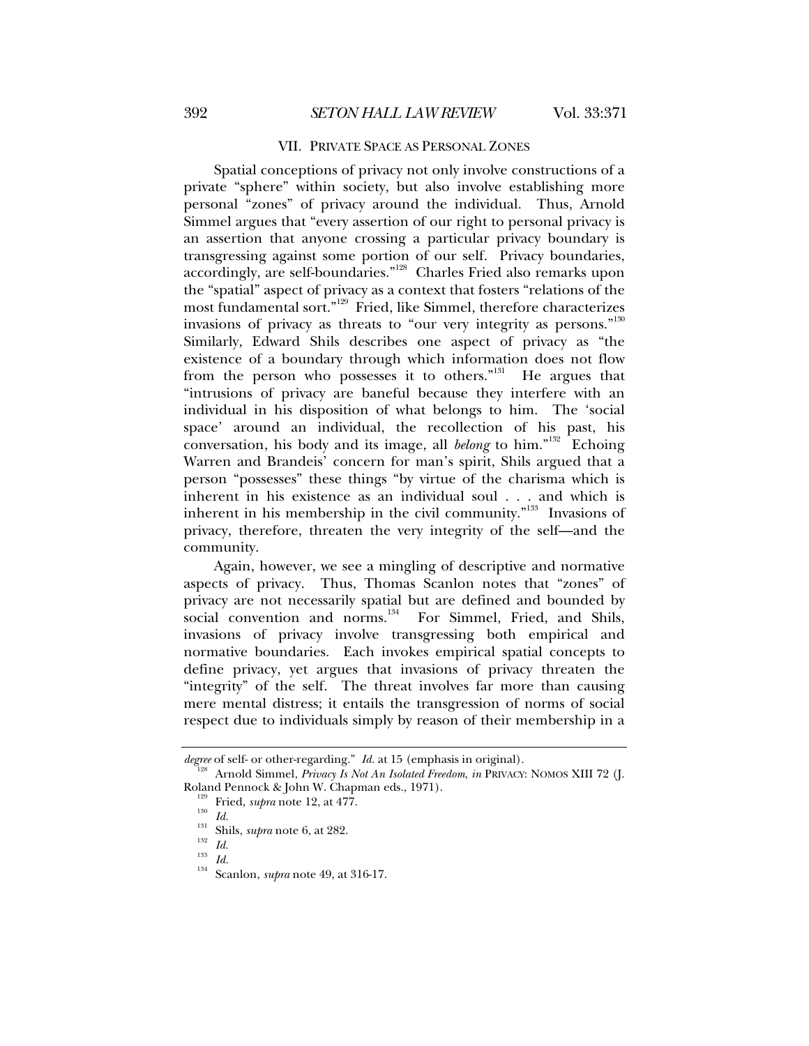## VII. PRIVATE SPACE AS PERSONAL ZONES

Spatial conceptions of privacy not only involve constructions of a private "sphere" within society, but also involve establishing more personal "zones" of privacy around the individual. Thus, Arnold Simmel argues that "every assertion of our right to personal privacy is an assertion that anyone crossing a particular privacy boundary is transgressing against some portion of our self. Privacy boundaries, accordingly, are self-boundaries."[128] Charles Fried also remarks upon the "spatial" aspect of privacy as a context that fosters "relations of the most fundamental sort."[129] Fried, like Simmel, therefore characterizes invasions of privacy as threats to "our very integrity as persons."[130] Similarly, Edward Shils describes one aspect of privacy as "the existence of a boundary through which information does not flow from the person who possesses it to others."[131] He argues that "intrusions of privacy are baneful because they interfere with an individual in his disposition of what belongs to him. The 'social space' around an individual, the recollection of his past, his conversation, his body and its image, all *belong* to him."[132] Echoing Warren and Brandeis' concern for man's spirit, Shils argued that a person "possesses" these things "by virtue of the charisma which is inherent in his existence as an individual soul . . . and which is inherent in his membership in the civil community."[133] Invasions of privacy, therefore, threaten the very integrity of the self—and the community.

Again, however, we see a mingling of descriptive and normative aspects of privacy. Thus, Thomas Scanlon notes that "zones" of privacy are not necessarily spatial but are defined and bounded by social convention and norms.[134] For Simmel, Fried, and Shils, invasions of privacy involve transgressing both empirical and normative boundaries. Each invokes empirical spatial concepts to define privacy, yet argues that invasions of privacy threaten the "integrity" of the self. The threat involves far more than causing mere mental distress; it entails the transgression of norms of social respect due to individuals simply by reason of their membership in a

---

*degree* of self- or other-regarding." *Id.* at 15 (emphasis in original).

[128] Arnold Simmel, *Privacy Is Not An Isolated Freedom*, *in* PRIVACY: NOMOS XIII 72 (J. Roland Pennock & John W. Chapman eds., 1971).

[129] Fried, *supra* note 12, at 477.

[130] *Id.*

[131] Shils, *supra* note 6, at 282.

[132] *Id.*

[133] *Id.*

[134] Scanlon, *supra* note 49, at 316-17.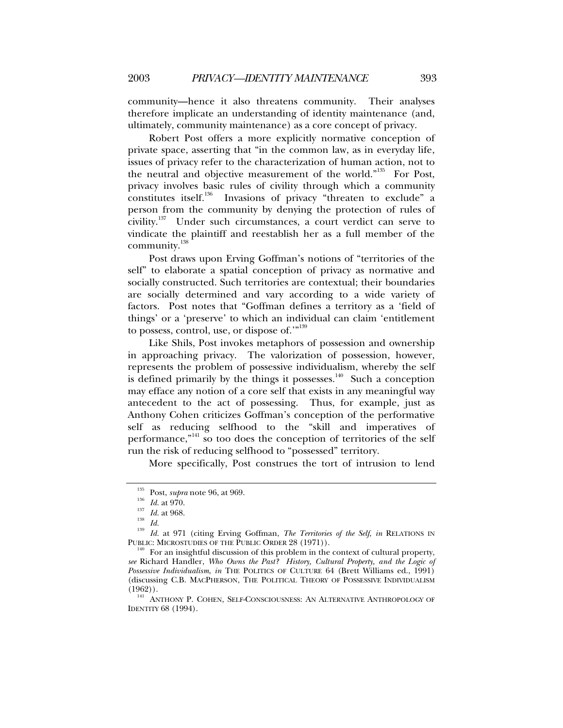community—hence it also threatens community. Their analyses therefore implicate an understanding of identity maintenance (and, ultimately, community maintenance) as a core concept of privacy.

Robert Post offers a more explicitly normative conception of private space, asserting that "in the common law, as in everyday life, issues of privacy refer to the characterization of human action, not to the neutral and objective measurement of the world."[135] For Post, privacy involves basic rules of civility through which a community constitutes itself.[136] Invasions of privacy "threaten to exclude" a person from the community by denying the protection of rules of civility.[137] Under such circumstances, a court verdict can serve to vindicate the plaintiff and reestablish her as a full member of the community.[138]

Post draws upon Erving Goffman's notions of "territories of the self" to elaborate a spatial conception of privacy as normative and socially constructed. Such territories are contextual; their boundaries are socially determined and vary according to a wide variety of factors. Post notes that "Goffman defines a territory as a 'field of things' or a 'preserve' to which an individual can claim 'entitlement to possess, control, use, or dispose of.'"[139]

Like Shils, Post invokes metaphors of possession and ownership in approaching privacy. The valorization of possession, however, represents the problem of possessive individualism, whereby the self is defined primarily by the things it possesses.[140] Such a conception may efface any notion of a core self that exists in any meaningful way antecedent to the act of possessing. Thus, for example, just as Anthony Cohen criticizes Goffman's conception of the performative self as reducing selfhood to the "skill and imperatives of performance,"[141] so too does the conception of territories of the self run the risk of reducing selfhood to "possessed" territory.

More specifically, Post construes the tort of intrusion to lend

---

[135] Post, *supra* note 96, at 969.

[136] *Id.* at 970.

[137] *Id.* at 968.

[138] *Id.*

[139] *Id.* at 971 (citing Erving Goffman, *The Territories of the Self*, *in* RELATIONS IN PUBLIC: MICROSTUDIES OF THE PUBLIC ORDER 28 (1971)).

[140] For an insightful discussion of this problem in the context of cultural property, *see* Richard Handler, *Who Owns the Past? History, Cultural Property, and the Logic of Possessive Individualism*, *in* THE POLITICS OF CULTURE 64 (Brett Williams ed., 1991) (discussing C.B. MACPHERSON, THE POLITICAL THEORY OF POSSESSIVE INDIVIDUALISM (1962)).

[141] ANTHONY P. COHEN, SELF-CONSCIOUSNESS: AN ALTERNATIVE ANTHROPOLOGY OF IDENTITY 68 (1994).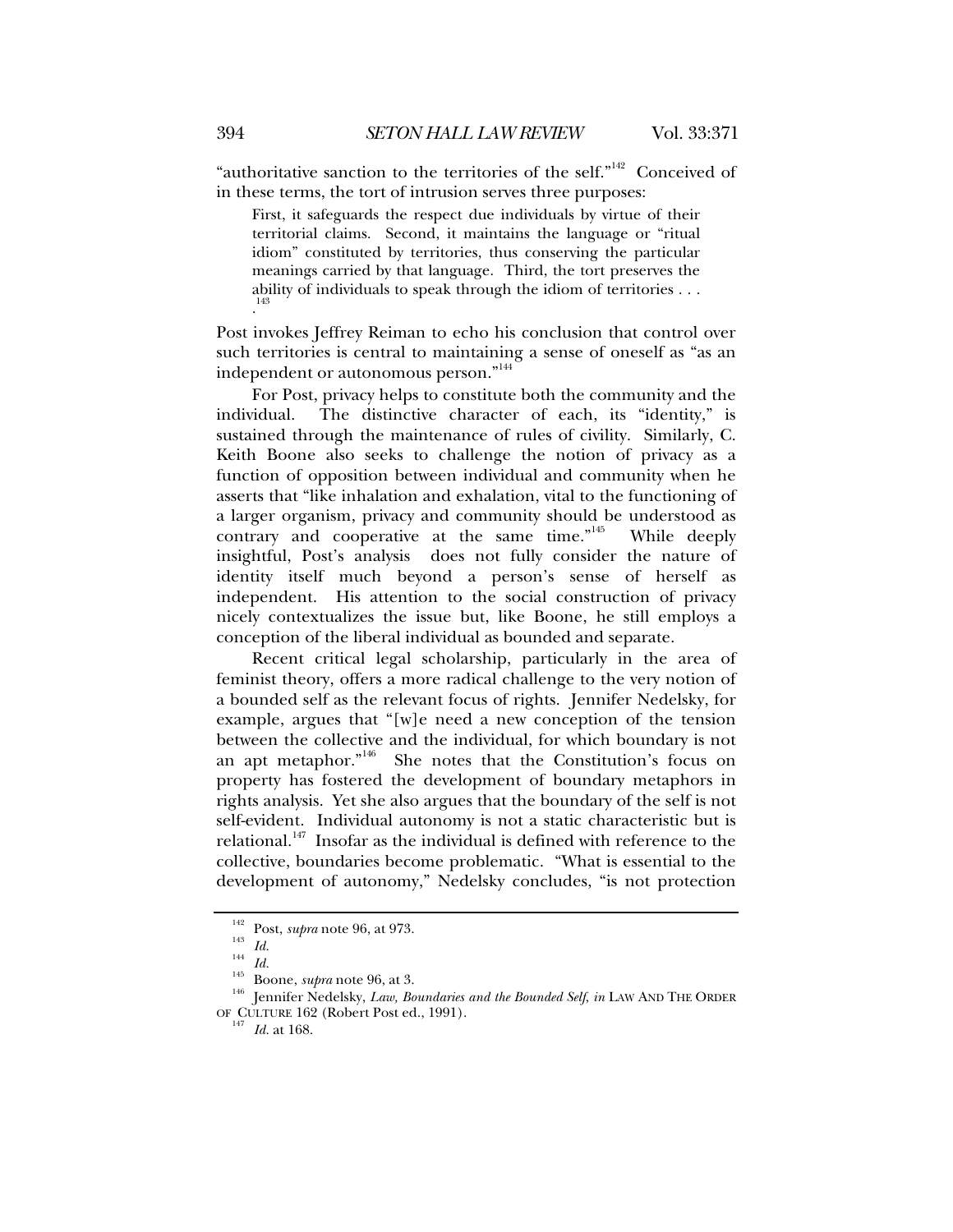"authoritative sanction to the territories of the self."[142] Conceived of in these terms, the tort of intrusion serves three purposes:

> First, it safeguards the respect due individuals by virtue of their territorial claims. Second, it maintains the language or "ritual idiom" constituted by territories, thus conserving the particular meanings carried by that language. Third, the tort preserves the ability of individuals to speak through the idiom of territories . . . .[143]

Post invokes Jeffrey Reiman to echo his conclusion that control over such territories is central to maintaining a sense of oneself as "as an independent or autonomous person."[144]

For Post, privacy helps to constitute both the community and the individual. The distinctive character of each, its "identity," is sustained through the maintenance of rules of civility. Similarly, C. Keith Boone also seeks to challenge the notion of privacy as a function of opposition between individual and community when he asserts that "like inhalation and exhalation, vital to the functioning of a larger organism, privacy and community should be understood as contrary and cooperative at the same time."[145] While deeply insightful, Post's analysis does not fully consider the nature of identity itself much beyond a person's sense of herself as independent. His attention to the social construction of privacy nicely contextualizes the issue but, like Boone, he still employs a conception of the liberal individual as bounded and separate.

Recent critical legal scholarship, particularly in the area of feminist theory, offers a more radical challenge to the very notion of a bounded self as the relevant focus of rights. Jennifer Nedelsky, for example, argues that "[w]e need a new conception of the tension between the collective and the individual, for which boundary is not an apt metaphor."[146] She notes that the Constitution's focus on property has fostered the development of boundary metaphors in rights analysis. Yet she also argues that the boundary of the self is not self-evident. Individual autonomy is not a static characteristic but is relational.[147] Insofar as the individual is defined with reference to the collective, boundaries become problematic. "What is essential to the development of autonomy," Nedelsky concludes, "is not protection

---

[142] Post, *supra* note 96, at 973.

[143] *Id.*

[144] *Id.*

[145] Boone, *supra* note 96, at 3.

[146] Jennifer Nedelsky, *Law, Boundaries and the Bounded Self*, *in* LAW AND THE ORDER OF CULTURE 162 (Robert Post ed., 1991).

[147] *Id.* at 168.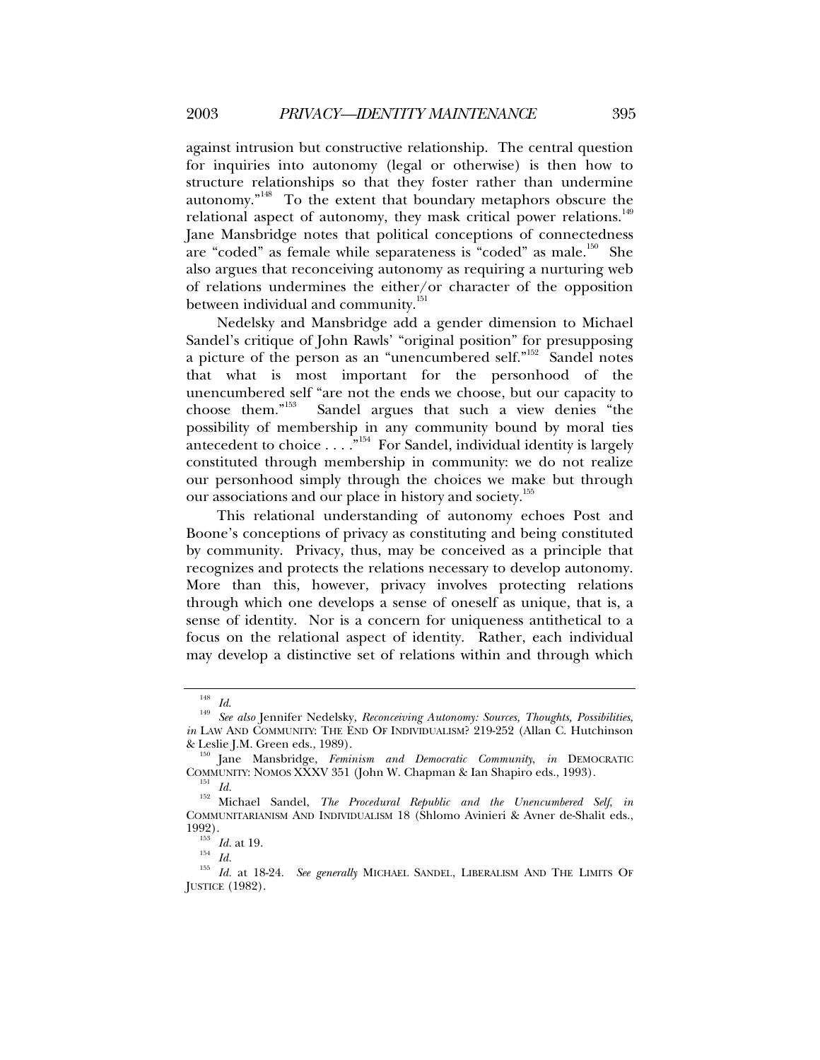against intrusion but constructive relationship. The central question for inquiries into autonomy (legal or otherwise) is then how to structure relationships so that they foster rather than undermine autonomy."[148] To the extent that boundary metaphors obscure the relational aspect of autonomy, they mask critical power relations.[149] Jane Mansbridge notes that political conceptions of connectedness are "coded" as female while separateness is "coded" as male.[150] She also argues that reconceiving autonomy as requiring a nurturing web of relations undermines the either/or character of the opposition between individual and community.[151]

Nedelsky and Mansbridge add a gender dimension to Michael Sandel's critique of John Rawls' "original position" for presupposing a picture of the person as an "unencumbered self."[152] Sandel notes that what is most important for the personhood of the unencumbered self "are not the ends we choose, but our capacity to choose them."[153] Sandel argues that such a view denies "the possibility of membership in any community bound by moral ties antecedent to choice . . . ."[154] For Sandel, individual identity is largely constituted through membership in community: we do not realize our personhood simply through the choices we make but through our associations and our place in history and society.[155]

This relational understanding of autonomy echoes Post and Boone's conceptions of privacy as constituting and being constituted by community. Privacy, thus, may be conceived as a principle that recognizes and protects the relations necessary to develop autonomy. More than this, however, privacy involves protecting relations through which one develops a sense of oneself as unique, that is, a sense of identity. Nor is a concern for uniqueness antithetical to a focus on the relational aspect of identity. Rather, each individual may develop a distinctive set of relations within and through which

---

[148] *Id.*

[149] *See also* Jennifer Nedelsky, *Reconceiving Autonomy: Sources, Thoughts, Possibilities*, *in* LAW AND COMMUNITY: THE END OF INDIVIDUALISM? 219-252 (Allan C. Hutchinson & Leslie J.M. Green eds., 1989).

[150] Jane Mansbridge, *Feminism and Democratic Community*, *in* DEMOCRATIC COMMUNITY: NOMOS XXXV 351 (John W. Chapman & Ian Shapiro eds., 1993).

[151] *Id.*

[152] Michael Sandel, *The Procedural Republic and the Unencumbered Self*, *in* COMMUNITARIANISM AND INDIVIDUALISM 18 (Shlomo Avinieri & Avner de-Shalit eds., 1992).

[153] *Id.* at 19.

[154] *Id.*

[155] *Id.* at 18-24. *See generally* MICHAEL SANDEL, LIBERALISM AND THE LIMITS OF JUSTICE (1982).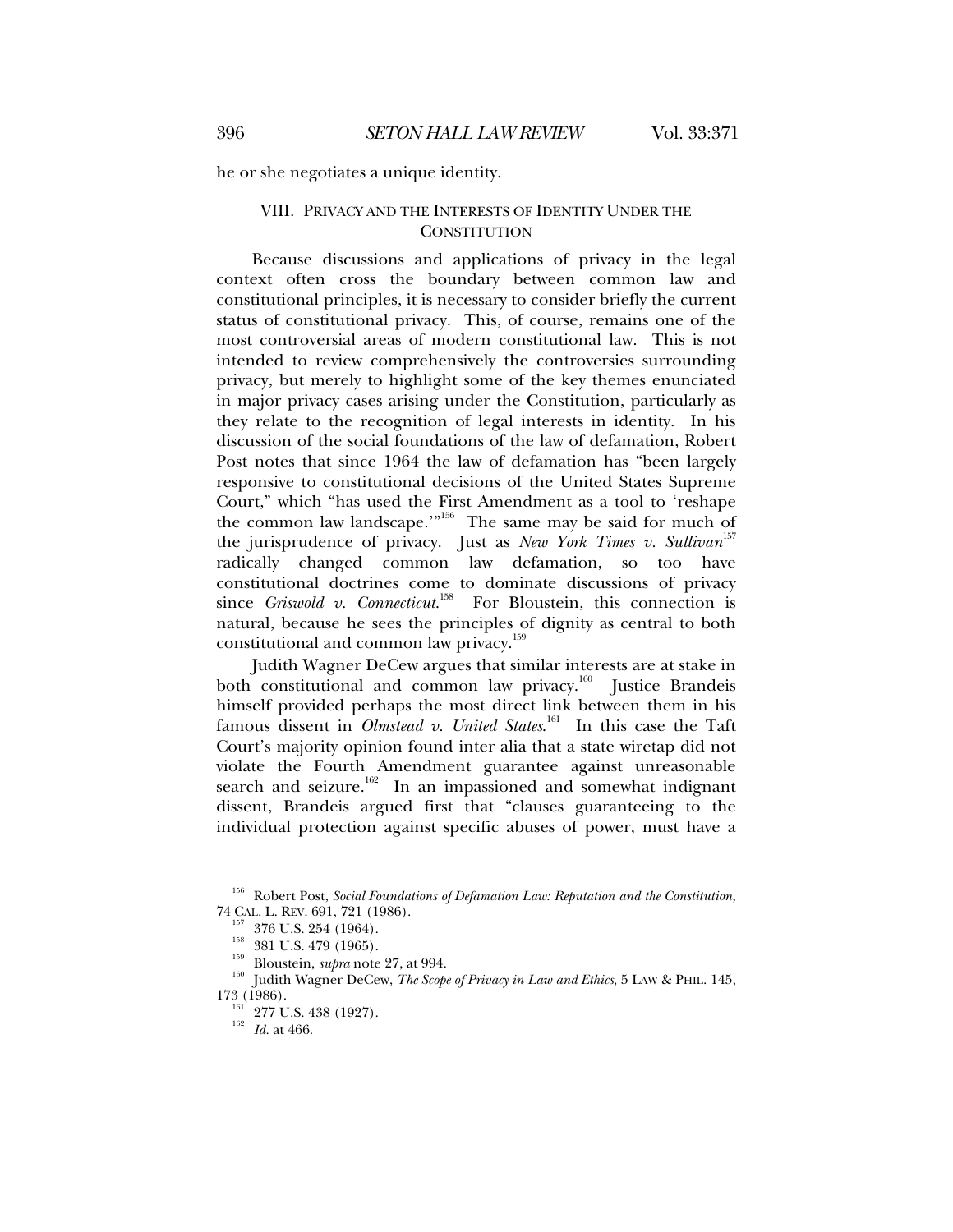he or she negotiates a unique identity.

## VIII. Privacy and the Interests of Identity Under the Constitution

Because discussions and applications of privacy in the legal context often cross the boundary between common law and constitutional principles, it is necessary to consider briefly the current status of constitutional privacy. This, of course, remains one of the most controversial areas of modern constitutional law. This is not intended to review comprehensively the controversies surrounding privacy, but merely to highlight some of the key themes enunciated in major privacy cases arising under the Constitution, particularly as they relate to the recognition of legal interests in identity. In his discussion of the social foundations of the law of defamation, Robert Post notes that since 1964 the law of defamation has "been largely responsive to constitutional decisions of the United States Supreme Court," which "has used the First Amendment as a tool to 'reshape the common law landscape.'"[156] The same may be said for much of the jurisprudence of privacy. Just as *New York Times v. Sullivan*[157] radically changed common law defamation, so too have constitutional doctrines come to dominate discussions of privacy since *Griswold v. Connecticut*.[158] For Bloustein, this connection is natural, because he sees the principles of dignity as central to both constitutional and common law privacy.[159]

Judith Wagner DeCew argues that similar interests are at stake in both constitutional and common law privacy.[160] Justice Brandeis himself provided perhaps the most direct link between them in his famous dissent in *Olmstead v. United States*.[161] In this case the Taft Court's majority opinion found inter alia that a state wiretap did not violate the Fourth Amendment guarantee against unreasonable search and seizure.[162] In an impassioned and somewhat indignant dissent, Brandeis argued first that "clauses guaranteeing to the individual protection against specific abuses of power, must have a

---

[156] Robert Post, *Social Foundations of Defamation Law: Reputation and the Constitution*, 74 CAL. L. REV. 691, 721 (1986).

[157] 376 U.S. 254 (1964).

[158] 381 U.S. 479 (1965).

[159] Bloustein, *supra* note 27, at 994.

[160] Judith Wagner DeCew, *The Scope of Privacy in Law and Ethics*, 5 LAW & PHIL. 145, 173 (1986).

[161] 277 U.S. 438 (1927).

[162] *Id.* at 466.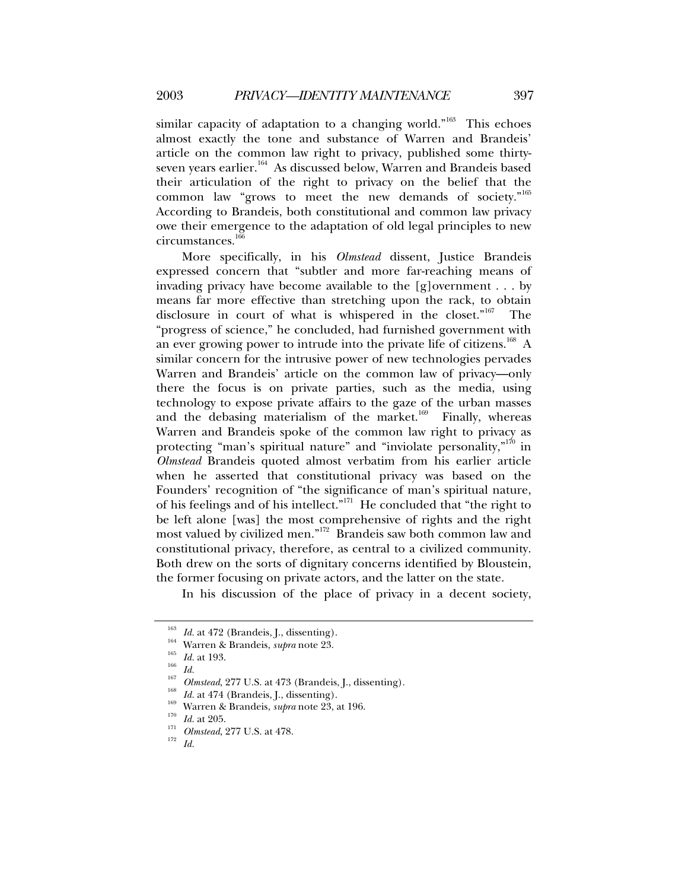similar capacity of adaptation to a changing world."[163] This echoes almost exactly the tone and substance of Warren and Brandeis' article on the common law right to privacy, published some thirty-seven years earlier.[164] As discussed below, Warren and Brandeis based their articulation of the right to privacy on the belief that the common law "grows to meet the new demands of society."[165] According to Brandeis, both constitutional and common law privacy owe their emergence to the adaptation of old legal principles to new circumstances.[166]

More specifically, in his *Olmstead* dissent, Justice Brandeis expressed concern that "subtler and more far-reaching means of invading privacy have become available to the [g]overnment . . . by means far more effective than stretching upon the rack, to obtain disclosure in court of what is whispered in the closet."[167] The "progress of science," he concluded, had furnished government with an ever growing power to intrude into the private life of citizens.[168] A similar concern for the intrusive power of new technologies pervades Warren and Brandeis' article on the common law of privacy—only there the focus is on private parties, such as the media, using technology to expose private affairs to the gaze of the urban masses and the debasing materialism of the market.[169] Finally, whereas Warren and Brandeis spoke of the common law right to privacy as protecting "man's spiritual nature" and "inviolate personality,"[170] in *Olmstead* Brandeis quoted almost verbatim from his earlier article when he asserted that constitutional privacy was based on the Founders' recognition of "the significance of man's spiritual nature, of his feelings and of his intellect."[171] He concluded that "the right to be left alone [was] the most comprehensive of rights and the right most valued by civilized men."[172] Brandeis saw both common law and constitutional privacy, therefore, as central to a civilized community. Both drew on the sorts of dignitary concerns identified by Bloustein, the former focusing on private actors, and the latter on the state.

In his discussion of the place of privacy in a decent society,

---

[163] *Id.* at 472 (Brandeis, J., dissenting).

[164] Warren & Brandeis, *supra* note 23.

[165] *Id.* at 193.

[166] *Id.*

[167] *Olmstead*, 277 U.S. at 473 (Brandeis, J., dissenting).

[168] *Id.* at 474 (Brandeis, J., dissenting).

[169] Warren & Brandeis, *supra* note 23, at 196.

[170] *Id.* at 205.

[171] *Olmstead*, 277 U.S. at 478.

[172] *Id.*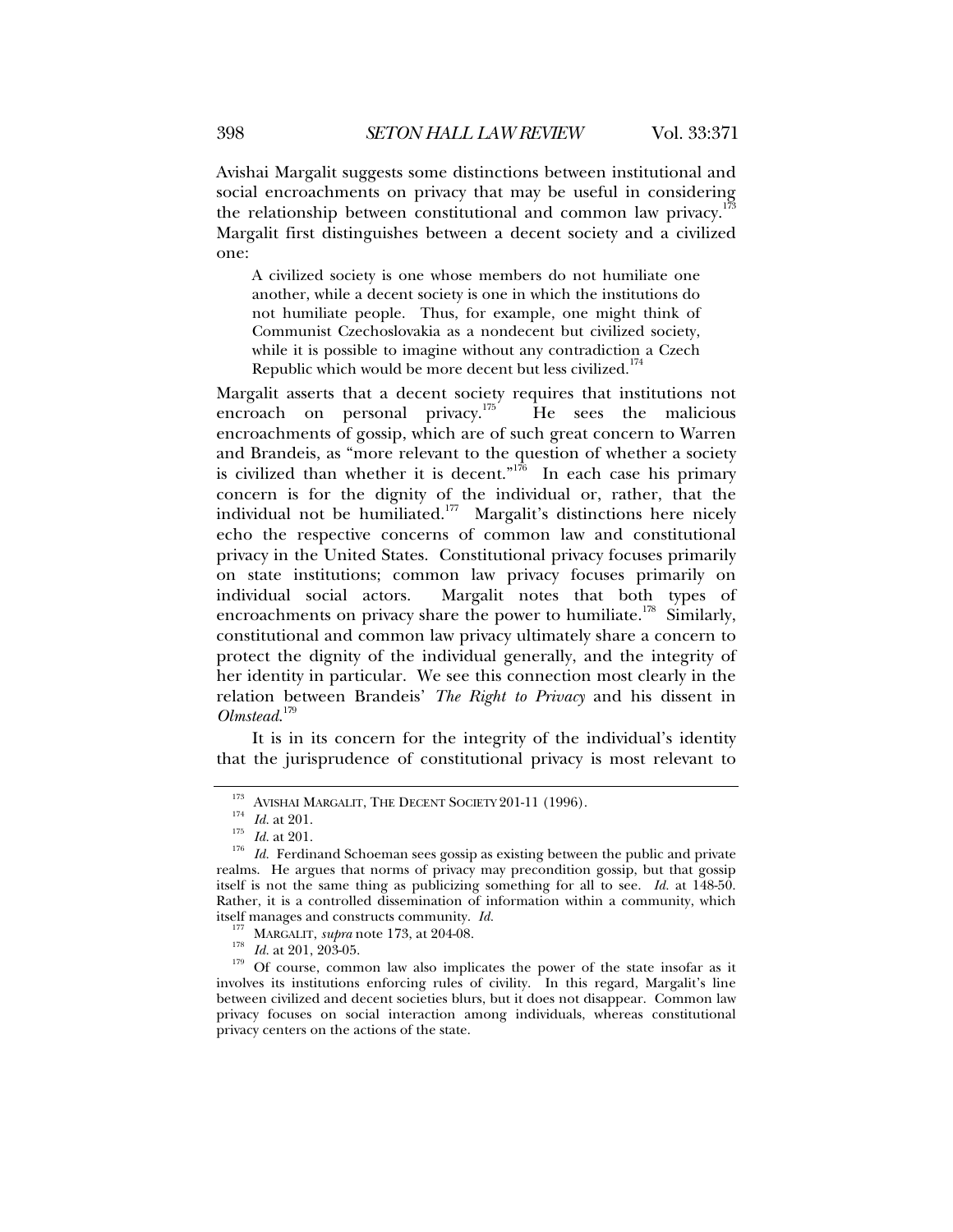Avishai Margalit suggests some distinctions between institutional and social encroachments on privacy that may be useful in considering the relationship between constitutional and common law privacy.[173] Margalit first distinguishes between a decent society and a civilized one:

> A civilized society is one whose members do not humiliate one another, while a decent society is one in which the institutions do not humiliate people. Thus, for example, one might think of Communist Czechoslovakia as a nondecent but civilized society, while it is possible to imagine without any contradiction a Czech Republic which would be more decent but less civilized.[174]

Margalit asserts that a decent society requires that institutions not encroach on personal privacy.[175] He sees the malicious encroachments of gossip, which are of such great concern to Warren and Brandeis, as "more relevant to the question of whether a society is civilized than whether it is decent."[176] In each case his primary concern is for the dignity of the individual or, rather, that the individual not be humiliated.[177] Margalit's distinctions here nicely echo the respective concerns of common law and constitutional privacy in the United States. Constitutional privacy focuses primarily on state institutions; common law privacy focuses primarily on individual social actors. Margalit notes that both types of encroachments on privacy share the power to humiliate.[178] Similarly, constitutional and common law privacy ultimately share a concern to protect the dignity of the individual generally, and the integrity of her identity in particular. We see this connection most clearly in the relation between Brandeis' *The Right to Privacy* and his dissent in *Olmstead*.[179]

It is in its concern for the integrity of the individual's identity that the jurisprudence of constitutional privacy is most relevant to

---

[173] AVISHAI MARGALIT, THE DECENT SOCIETY 201-11 (1996).

[174] *Id.* at 201.

[175] *Id.* at 201.

[176] *Id.* Ferdinand Schoeman sees gossip as existing between the public and private realms. He argues that norms of privacy may precondition gossip, but that gossip itself is not the same thing as publicizing something for all to see. *Id.* at 148-50. Rather, it is a controlled dissemination of information within a community, which itself manages and constructs community. *Id.*

[177] MARGALIT, *supra* note 173, at 204-08.

[178] *Id.* at 201, 203-05.

[179] Of course, common law also implicates the power of the state insofar as it involves its institutions enforcing rules of civility. In this regard, Margalit's line between civilized and decent societies blurs, but it does not disappear. Common law privacy focuses on social interaction among individuals, whereas constitutional privacy centers on the actions of the state.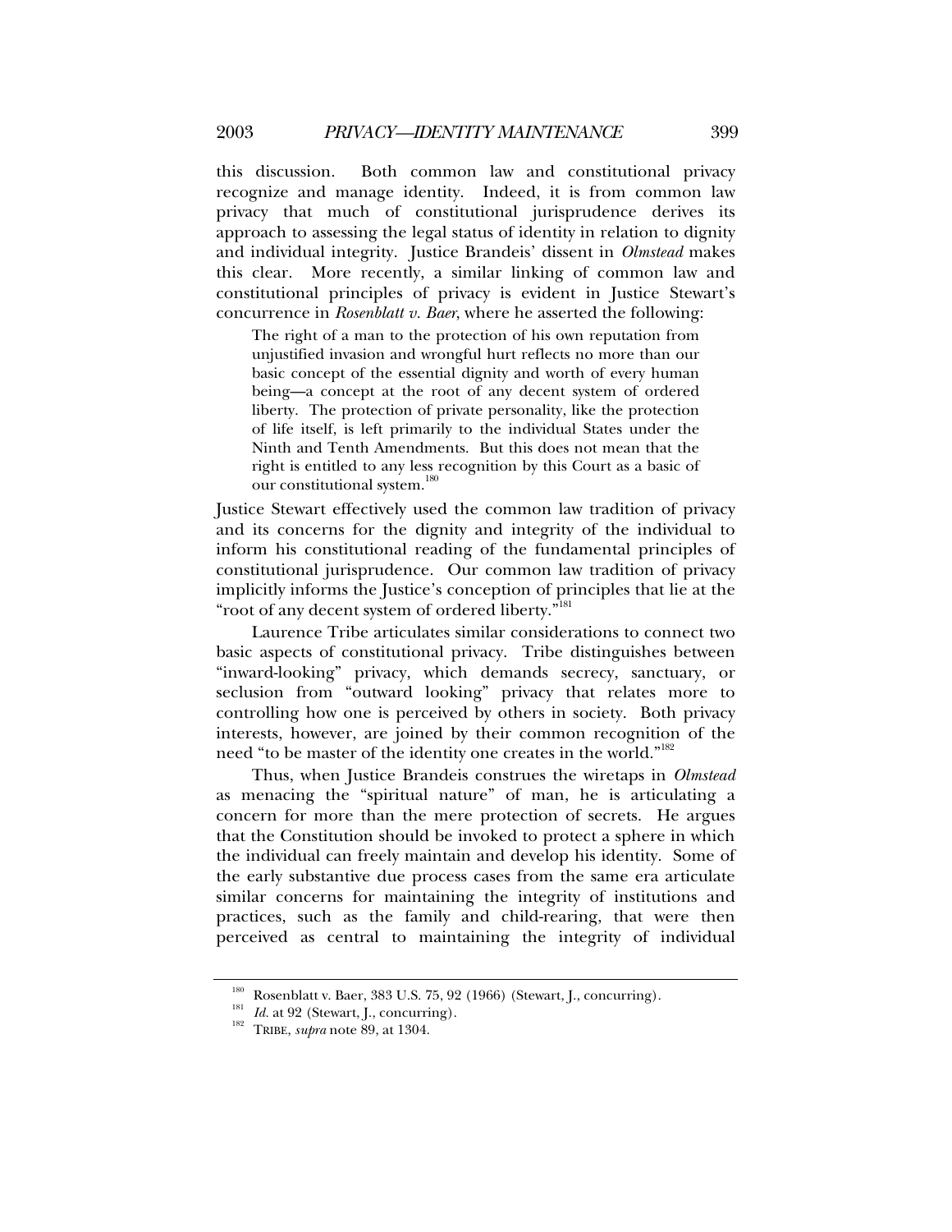this discussion. Both common law and constitutional privacy recognize and manage identity. Indeed, it is from common law privacy that much of constitutional jurisprudence derives its approach to assessing the legal status of identity in relation to dignity and individual integrity. Justice Brandeis' dissent in *Olmstead* makes this clear. More recently, a similar linking of common law and constitutional principles of privacy is evident in Justice Stewart's concurrence in *Rosenblatt v. Baer*, where he asserted the following:

> The right of a man to the protection of his own reputation from unjustified invasion and wrongful hurt reflects no more than our basic concept of the essential dignity and worth of every human being—a concept at the root of any decent system of ordered liberty. The protection of private personality, like the protection of life itself, is left primarily to the individual States under the Ninth and Tenth Amendments. But this does not mean that the right is entitled to any less recognition by this Court as a basic of our constitutional system.[180]

Justice Stewart effectively used the common law tradition of privacy and its concerns for the dignity and integrity of the individual to inform his constitutional reading of the fundamental principles of constitutional jurisprudence. Our common law tradition of privacy implicitly informs the Justice's conception of principles that lie at the "root of any decent system of ordered liberty."[181]

Laurence Tribe articulates similar considerations to connect two basic aspects of constitutional privacy. Tribe distinguishes between "inward-looking" privacy, which demands secrecy, sanctuary, or seclusion from "outward looking" privacy that relates more to controlling how one is perceived by others in society. Both privacy interests, however, are joined by their common recognition of the need "to be master of the identity one creates in the world."[182]

Thus, when Justice Brandeis construes the wiretaps in *Olmstead* as menacing the "spiritual nature" of man, he is articulating a concern for more than the mere protection of secrets. He argues that the Constitution should be invoked to protect a sphere in which the individual can freely maintain and develop his identity. Some of the early substantive due process cases from the same era articulate similar concerns for maintaining the integrity of institutions and practices, such as the family and child-rearing, that were then perceived as central to maintaining the integrity of individual

---

[180] Rosenblatt v. Baer, 383 U.S. 75, 92 (1966) (Stewart, J., concurring).

[181] *Id.* at 92 (Stewart, J., concurring).

[182] TRIBE, *supra* note 89, at 1304.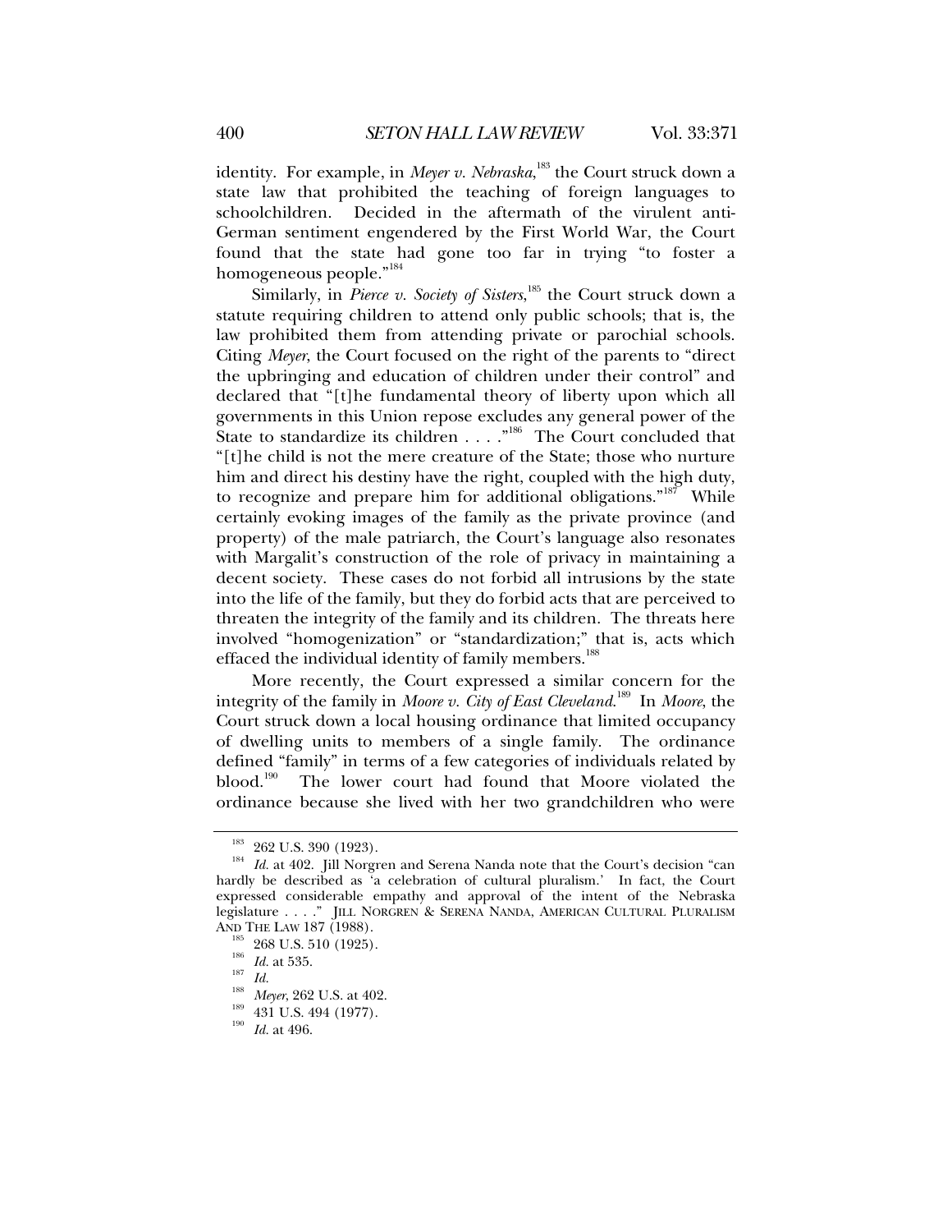identity. For example, in *Meyer v. Nebraska*,[183] the Court struck down a state law that prohibited the teaching of foreign languages to schoolchildren. Decided in the aftermath of the virulent anti-German sentiment engendered by the First World War, the Court found that the state had gone too far in trying "to foster a homogeneous people."[184]

Similarly, in *Pierce v. Society of Sisters*,[185] the Court struck down a statute requiring children to attend only public schools; that is, the law prohibited them from attending private or parochial schools. Citing *Meyer*, the Court focused on the right of the parents to "direct the upbringing and education of children under their control" and declared that "[t]he fundamental theory of liberty upon which all governments in this Union repose excludes any general power of the State to standardize its children . . . ."[186] The Court concluded that "[t]he child is not the mere creature of the State; those who nurture him and direct his destiny have the right, coupled with the high duty, to recognize and prepare him for additional obligations."[187] While certainly evoking images of the family as the private province (and property) of the male patriarch, the Court's language also resonates with Margalit's construction of the role of privacy in maintaining a decent society. These cases do not forbid all intrusions by the state into the life of the family, but they do forbid acts that are perceived to threaten the integrity of the family and its children. The threats here involved "homogenization" or "standardization;" that is, acts which effaced the individual identity of family members.[188]

More recently, the Court expressed a similar concern for the integrity of the family in *Moore v. City of East Cleveland*.[189] In *Moore*, the Court struck down a local housing ordinance that limited occupancy of dwelling units to members of a single family. The ordinance defined "family" in terms of a few categories of individuals related by blood.[190] The lower court had found that Moore violated the ordinance because she lived with her two grandchildren who were

---

[183] 262 U.S. 390 (1923).

[184] *Id.* at 402. Jill Norgren and Serena Nanda note that the Court's decision "can hardly be described as 'a celebration of cultural pluralism.' In fact, the Court expressed considerable empathy and approval of the intent of the Nebraska legislature . . . ." JILL NORGREN & SERENA NANDA, AMERICAN CULTURAL PLURALISM AND THE LAW 187 (1988).

[185] 268 U.S. 510 (1925).

[186] *Id.* at 535.

[187] *Id.*

[188] *Meyer*, 262 U.S. at 402.

[189] 431 U.S. 494 (1977).

[190] *Id.* at 496.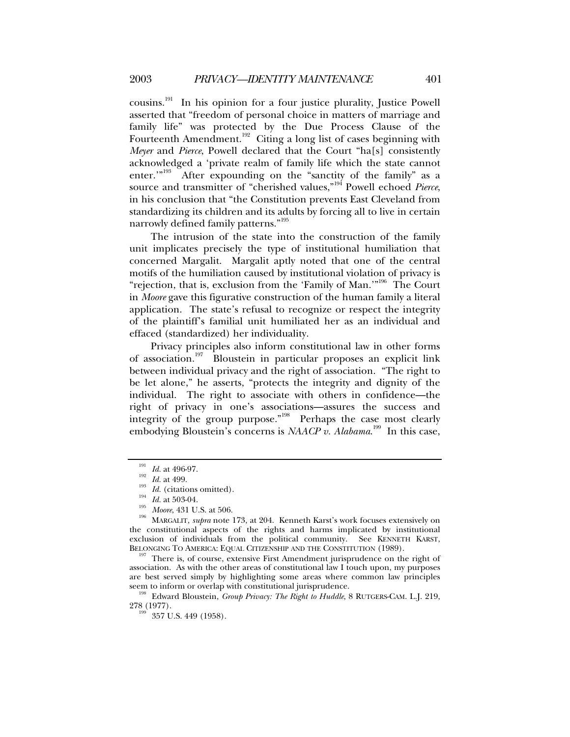cousins.[191] In his opinion for a four justice plurality, Justice Powell asserted that "freedom of personal choice in matters of marriage and family life" was protected by the Due Process Clause of the Fourteenth Amendment.[192] Citing a long list of cases beginning with *Meyer* and *Pierce*, Powell declared that the Court "ha[s] consistently acknowledged a 'private realm of family life which the state cannot enter.'"[193] After expounding on the "sanctity of the family" as a source and transmitter of "cherished values,"[194] Powell echoed *Pierce*, in his conclusion that "the Constitution prevents East Cleveland from standardizing its children and its adults by forcing all to live in certain narrowly defined family patterns."[195]

The intrusion of the state into the construction of the family unit implicates precisely the type of institutional humiliation that concerned Margalit. Margalit aptly noted that one of the central motifs of the humiliation caused by institutional violation of privacy is "rejection, that is, exclusion from the 'Family of Man.'"[196] The Court in *Moore* gave this figurative construction of the human family a literal application. The state's refusal to recognize or respect the integrity of the plaintiff's familial unit humiliated her as an individual and effaced (standardized) her individuality.

Privacy principles also inform constitutional law in other forms of association.[197] Bloustein in particular proposes an explicit link between individual privacy and the right of association. "The right to be let alone," he asserts, "protects the integrity and dignity of the individual. The right to associate with others in confidence—the right of privacy in one's associations—assures the success and integrity of the group purpose."[198] Perhaps the case most clearly embodying Bloustein's concerns is *NAACP v. Alabama*.[199] In this case,

---

[191] *Id.* at 496-97.

[192] *Id.* at 499.

[193] *Id.* (citations omitted).

[194] *Id.* at 503-04.

[195] *Moore*, 431 U.S. at 506.

[196] MARGALIT, *supra* note 173, at 204. Kenneth Karst's work focuses extensively on the constitutional aspects of the rights and harms implicated by institutional exclusion of individuals from the political community. See KENNETH KARST, BELONGING TO AMERICA: EQUAL CITIZENSHIP AND THE CONSTITUTION (1989).

[197] There is, of course, extensive First Amendment jurisprudence on the right of association. As with the other areas of constitutional law I touch upon, my purposes are best served simply by highlighting some areas where common law principles seem to inform or overlap with constitutional jurisprudence.

[198] Edward Bloustein, *Group Privacy: The Right to Huddle*, 8 RUTGERS-CAM. L.J. 219, 278 (1977).

[199] 357 U.S. 449 (1958).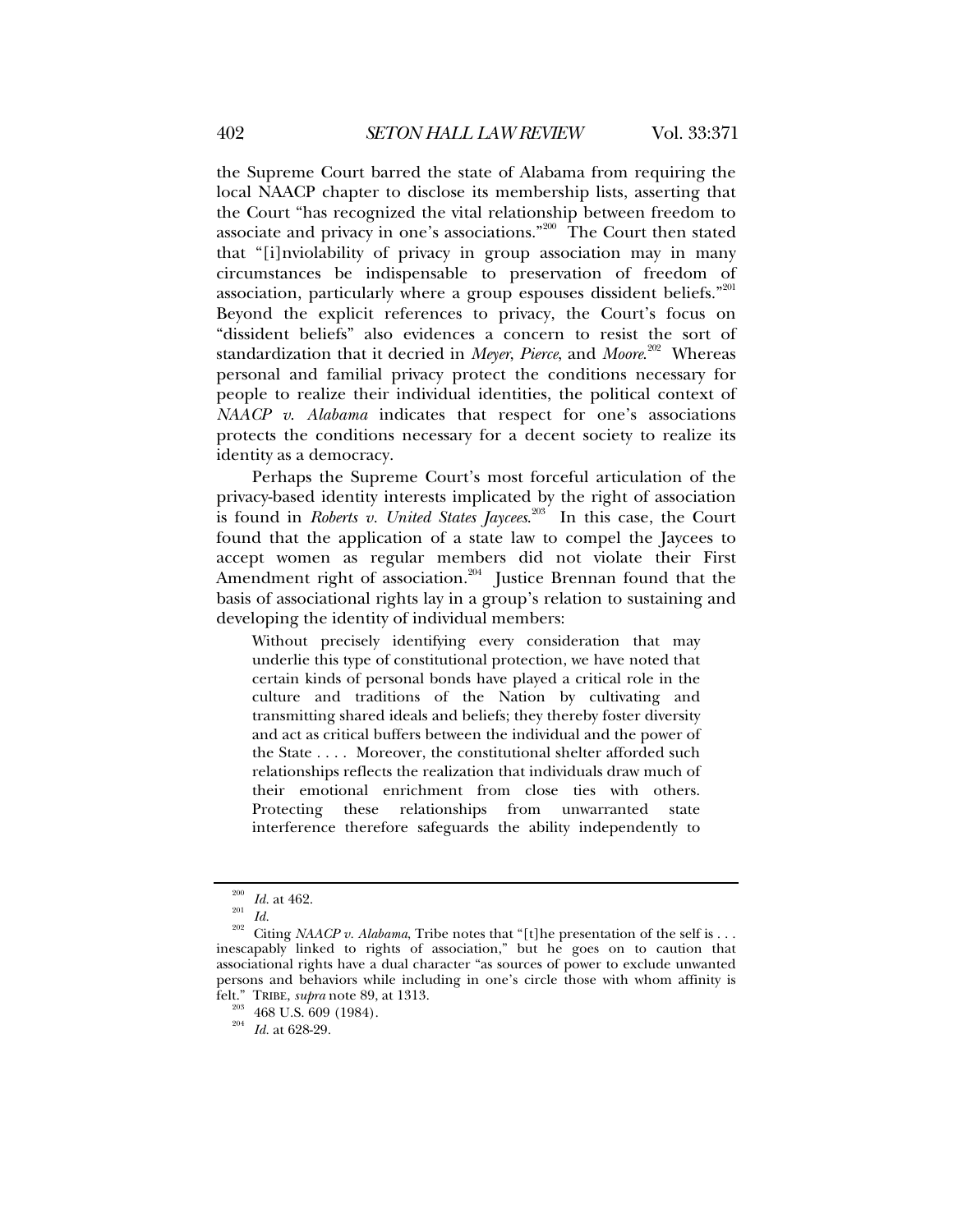the Supreme Court barred the state of Alabama from requiring the local NAACP chapter to disclose its membership lists, asserting that the Court "has recognized the vital relationship between freedom to associate and privacy in one's associations."[200] The Court then stated that "[i]nviolability of privacy in group association may in many circumstances be indispensable to preservation of freedom of association, particularly where a group espouses dissident beliefs."[201] Beyond the explicit references to privacy, the Court's focus on "dissident beliefs" also evidences a concern to resist the sort of standardization that it decried in *Meyer*, *Pierce*, and *Moore*.[202] Whereas personal and familial privacy protect the conditions necessary for people to realize their individual identities, the political context of *NAACP v. Alabama* indicates that respect for one's associations protects the conditions necessary for a decent society to realize its identity as a democracy.

Perhaps the Supreme Court's most forceful articulation of the privacy-based identity interests implicated by the right of association is found in *Roberts v. United States Jaycees*.[203] In this case, the Court found that the application of a state law to compel the Jaycees to accept women as regular members did not violate their First Amendment right of association.[204] Justice Brennan found that the basis of associational rights lay in a group's relation to sustaining and developing the identity of individual members:

> Without precisely identifying every consideration that may underlie this type of constitutional protection, we have noted that certain kinds of personal bonds have played a critical role in the culture and traditions of the Nation by cultivating and transmitting shared ideals and beliefs; they thereby foster diversity and act as critical buffers between the individual and the power of the State . . . . Moreover, the constitutional shelter afforded such relationships reflects the realization that individuals draw much of their emotional enrichment from close ties with others. Protecting these relationships from unwarranted state interference therefore safeguards the ability independently to

---

[200] *Id.* at 462.

[201] *Id.*

[202] Citing *NAACP v. Alabama*, Tribe notes that "[t]he presentation of the self is . . . inescapably linked to rights of association," but he goes on to caution that associational rights have a dual character "as sources of power to exclude unwanted persons and behaviors while including in one's circle those with whom affinity is felt." TRIBE, *supra* note 89, at 1313.

[203] 468 U.S. 609 (1984).

[204] *Id.* at 628-29.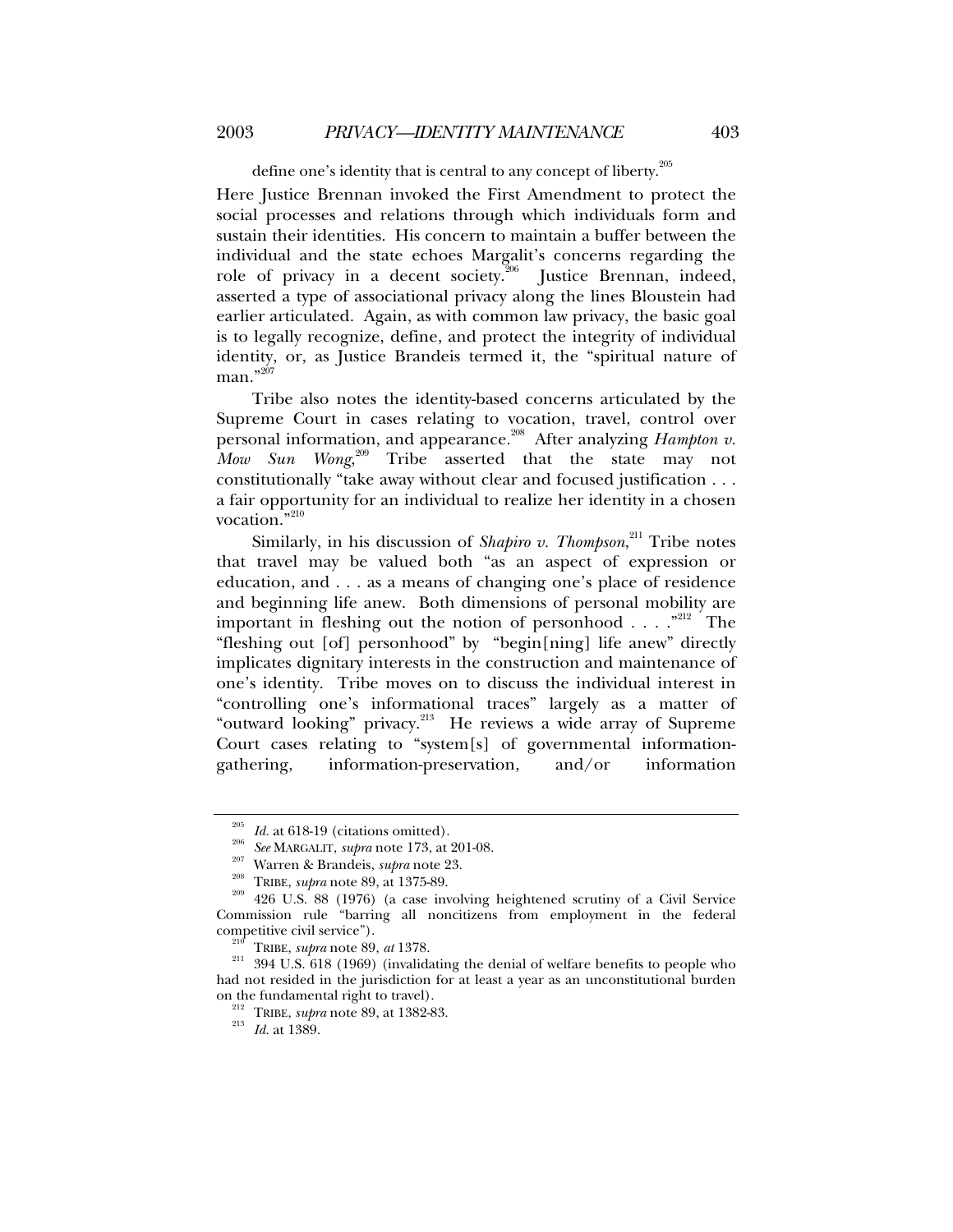> define one's identity that is central to any concept of liberty.[205]

Here Justice Brennan invoked the First Amendment to protect the social processes and relations through which individuals form and sustain their identities. His concern to maintain a buffer between the individual and the state echoes Margalit's concerns regarding the role of privacy in a decent society.[206] Justice Brennan, indeed, asserted a type of associational privacy along the lines Bloustein had earlier articulated. Again, as with common law privacy, the basic goal is to legally recognize, define, and protect the integrity of individual identity, or, as Justice Brandeis termed it, the "spiritual nature of man."[207]

Tribe also notes the identity-based concerns articulated by the Supreme Court in cases relating to vocation, travel, control over personal information, and appearance.[208] After analyzing *Hampton v. Mow Sun Wong*,[209] Tribe asserted that the state may not constitutionally "take away without clear and focused justification . . . a fair opportunity for an individual to realize her identity in a chosen vocation."[210]

Similarly, in his discussion of *Shapiro v. Thompson*,[211] Tribe notes that travel may be valued both "as an aspect of expression or education, and . . . as a means of changing one's place of residence and beginning life anew. Both dimensions of personal mobility are important in fleshing out the notion of personhood . . . ."[212] The "fleshing out [of] personhood" by "begin[ning] life anew" directly implicates dignitary interests in the construction and maintenance of one's identity. Tribe moves on to discuss the individual interest in "controlling one's informational traces" largely as a matter of "outward looking" privacy.[213] He reviews a wide array of Supreme Court cases relating to "system[s] of governmental information-gathering, information-preservation, and/or information

---

[205] *Id.* at 618-19 (citations omitted).

[206] *See* MARGALIT, *supra* note 173, at 201-08.

[207] Warren & Brandeis, *supra* note 23.

[208] TRIBE, *supra* note 89, at 1375-89.

[209] 426 U.S. 88 (1976) (a case involving heightened scrutiny of a Civil Service Commission rule "barring all noncitizens from employment in the federal competitive civil service").

[210] TRIBE, *supra* note 89, *at* 1378.

[211] 394 U.S. 618 (1969) (invalidating the denial of welfare benefits to people who had not resided in the jurisdiction for at least a year as an unconstitutional burden on the fundamental right to travel).

[212] TRIBE, *supra* note 89, at 1382-83.

[213] *Id.* at 1389.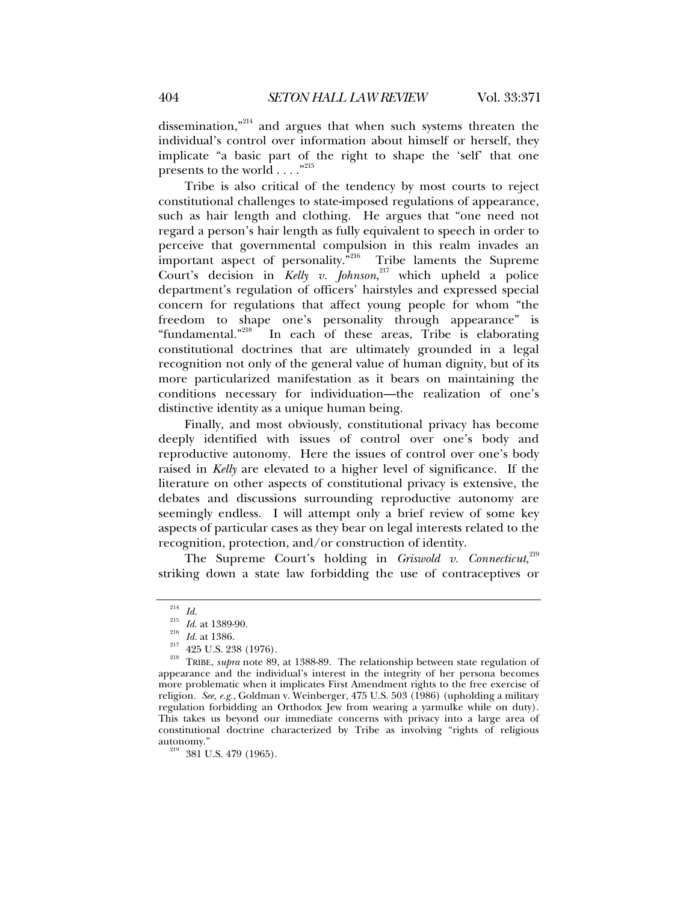dissemination,"[214] and argues that when such systems threaten the individual's control over information about himself or herself, they implicate "a basic part of the right to shape the 'self' that one presents to the world . . . ."[215]

Tribe is also critical of the tendency by most courts to reject constitutional challenges to state-imposed regulations of appearance, such as hair length and clothing. He argues that "one need not regard a person's hair length as fully equivalent to speech in order to perceive that governmental compulsion in this realm invades an important aspect of personality."[216] Tribe laments the Supreme Court's decision in *Kelly v. Johnson*,[217] which upheld a police department's regulation of officers' hairstyles and expressed special concern for regulations that affect young people for whom "the freedom to shape one's personality through appearance" is "fundamental."[218] In each of these areas, Tribe is elaborating constitutional doctrines that are ultimately grounded in a legal recognition not only of the general value of human dignity, but of its more particularized manifestation as it bears on maintaining the conditions necessary for individuation—the realization of one's distinctive identity as a unique human being.

Finally, and most obviously, constitutional privacy has become deeply identified with issues of control over one's body and reproductive autonomy. Here the issues of control over one's body raised in *Kelly* are elevated to a higher level of significance. If the literature on other aspects of constitutional privacy is extensive, the debates and discussions surrounding reproductive autonomy are seemingly endless. I will attempt only a brief review of some key aspects of particular cases as they bear on legal interests related to the recognition, protection, and/or construction of identity.

The Supreme Court's holding in *Griswold v. Connecticut*,[219] striking down a state law forbidding the use of contraceptives or

---

[214] *Id.*

[215] *Id.* at 1389-90.

[216] *Id.* at 1386.

[217] 425 U.S. 238 (1976).

[218] TRIBE, *supra* note 89, at 1388-89. The relationship between state regulation of appearance and the individual's interest in the integrity of her persona becomes more problematic when it implicates First Amendment rights to the free exercise of religion. *See, e.g.*, Goldman v. Weinberger, 475 U.S. 503 (1986) (upholding a military regulation forbidding an Orthodox Jew from wearing a yarmulke while on duty). This takes us beyond our immediate concerns with privacy into a large area of constitutional doctrine characterized by Tribe as involving "rights of religious autonomy."

[219] 381 U.S. 479 (1965).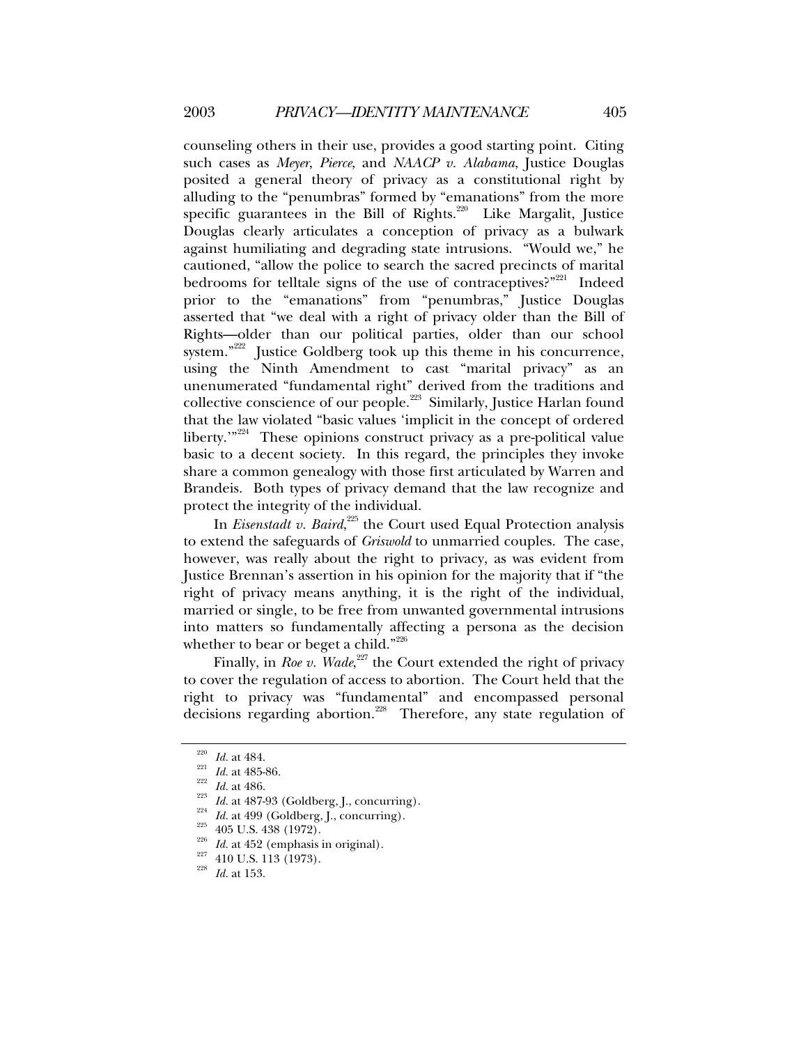counseling others in their use, provides a good starting point. Citing such cases as *Meyer*, *Pierce*, and *NAACP v. Alabama*, Justice Douglas posited a general theory of privacy as a constitutional right by alluding to the "penumbras" formed by "emanations" from the more specific guarantees in the Bill of Rights.[220] Like Margalit, Justice Douglas clearly articulates a conception of privacy as a bulwark against humiliating and degrading state intrusions. "Would we," he cautioned, "allow the police to search the sacred precincts of marital bedrooms for telltale signs of the use of contraceptives?"[221] Indeed prior to the "emanations" from "penumbras," Justice Douglas asserted that "we deal with a right of privacy older than the Bill of Rights—older than our political parties, older than our school system."[222] Justice Goldberg took up this theme in his concurrence, using the Ninth Amendment to cast "marital privacy" as an unenumerated "fundamental right" derived from the traditions and collective conscience of our people.[223] Similarly, Justice Harlan found that the law violated "basic values 'implicit in the concept of ordered liberty.'"[224] These opinions construct privacy as a pre-political value basic to a decent society. In this regard, the principles they invoke share a common genealogy with those first articulated by Warren and Brandeis. Both types of privacy demand that the law recognize and protect the integrity of the individual.

In *Eisenstadt v. Baird*,[225] the Court used Equal Protection analysis to extend the safeguards of *Griswold* to unmarried couples. The case, however, was really about the right to privacy, as was evident from Justice Brennan's assertion in his opinion for the majority that if "the right of privacy means anything, it is the right of the individual, married or single, to be free from unwanted governmental intrusions into matters so fundamentally affecting a persona as the decision whether to bear or beget a child."[226]

Finally, in *Roe v. Wade*,[227] the Court extended the right of privacy to cover the regulation of access to abortion. The Court held that the right to privacy was "fundamental" and encompassed personal decisions regarding abortion.[228] Therefore, any state regulation of

---

[220] *Id.* at 484.

[221] *Id.* at 485-86.

[222] *Id.* at 486.

[223] *Id.* at 487-93 (Goldberg, J., concurring).

[224] *Id.* at 499 (Goldberg, J., concurring).

[225] 405 U.S. 438 (1972).

[226] *Id.* at 452 (emphasis in original).

[227] 410 U.S. 113 (1973).

[228] *Id.* at 153.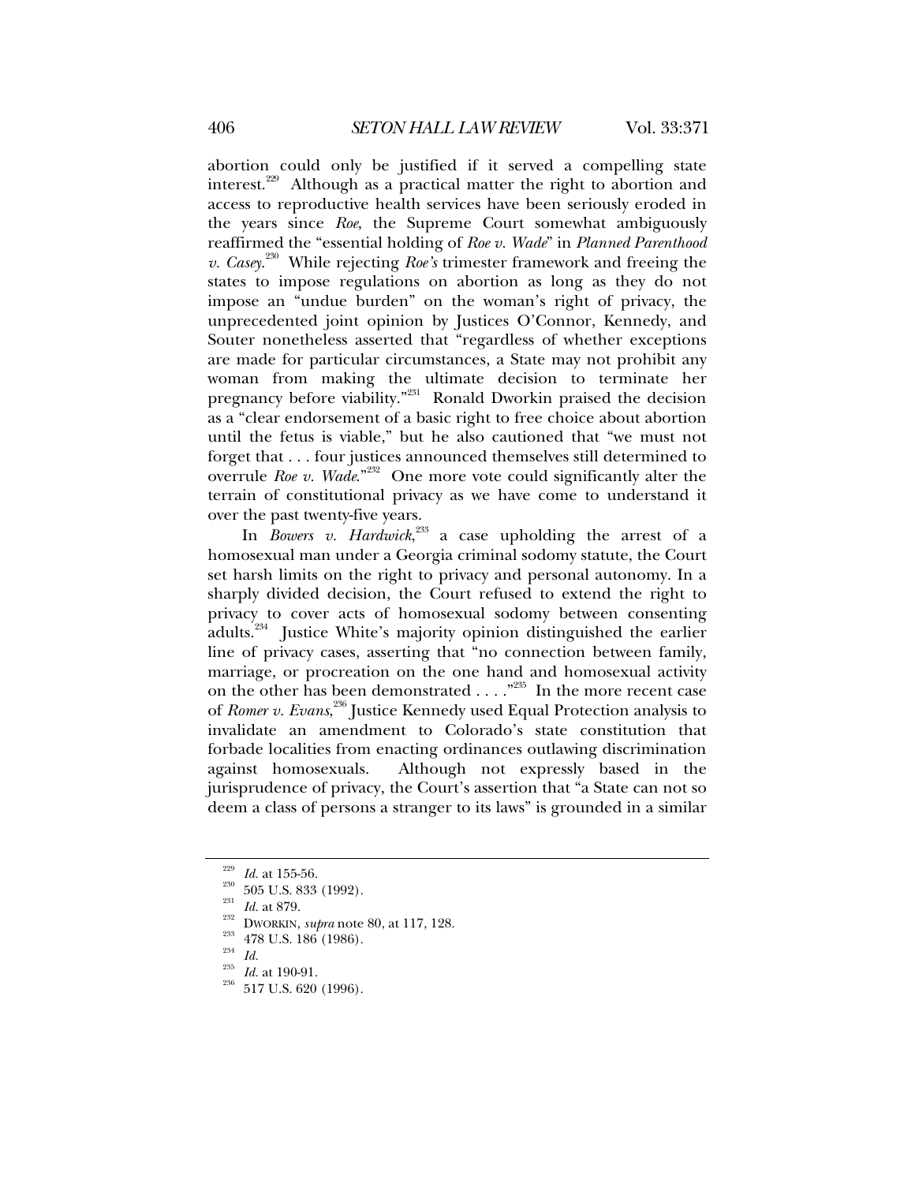abortion could only be justified if it served a compelling state interest.[229] Although as a practical matter the right to abortion and access to reproductive health services have been seriously eroded in the years since *Roe*, the Supreme Court somewhat ambiguously reaffirmed the "essential holding of *Roe v. Wade*" in *Planned Parenthood v. Casey*.[230] While rejecting *Roe's* trimester framework and freeing the states to impose regulations on abortion as long as they do not impose an "undue burden" on the woman's right of privacy, the unprecedented joint opinion by Justices O'Connor, Kennedy, and Souter nonetheless asserted that "regardless of whether exceptions are made for particular circumstances, a State may not prohibit any woman from making the ultimate decision to terminate her pregnancy before viability."[231] Ronald Dworkin praised the decision as a "clear endorsement of a basic right to free choice about abortion until the fetus is viable," but he also cautioned that "we must not forget that . . . four justices announced themselves still determined to overrule *Roe v. Wade*."[232] One more vote could significantly alter the terrain of constitutional privacy as we have come to understand it over the past twenty-five years.

In *Bowers v. Hardwick*,[233] a case upholding the arrest of a homosexual man under a Georgia criminal sodomy statute, the Court set harsh limits on the right to privacy and personal autonomy. In a sharply divided decision, the Court refused to extend the right to privacy to cover acts of homosexual sodomy between consenting adults.[234] Justice White's majority opinion distinguished the earlier line of privacy cases, asserting that "no connection between family, marriage, or procreation on the one hand and homosexual activity on the other has been demonstrated . . . ."[235] In the more recent case of *Romer v. Evans*,[236] Justice Kennedy used Equal Protection analysis to invalidate an amendment to Colorado's state constitution that forbade localities from enacting ordinances outlawing discrimination against homosexuals. Although not expressly based in the jurisprudence of privacy, the Court's assertion that "a State can not so deem a class of persons a stranger to its laws" is grounded in a similar

---

[229] *Id.* at 155-56.

[230] 505 U.S. 833 (1992).

[231] *Id.* at 879.

[232] DWORKIN, *supra* note 80, at 117, 128.

[233] 478 U.S. 186 (1986).

[234] *Id.*

[235] *Id.* at 190-91.

[236] 517 U.S. 620 (1996).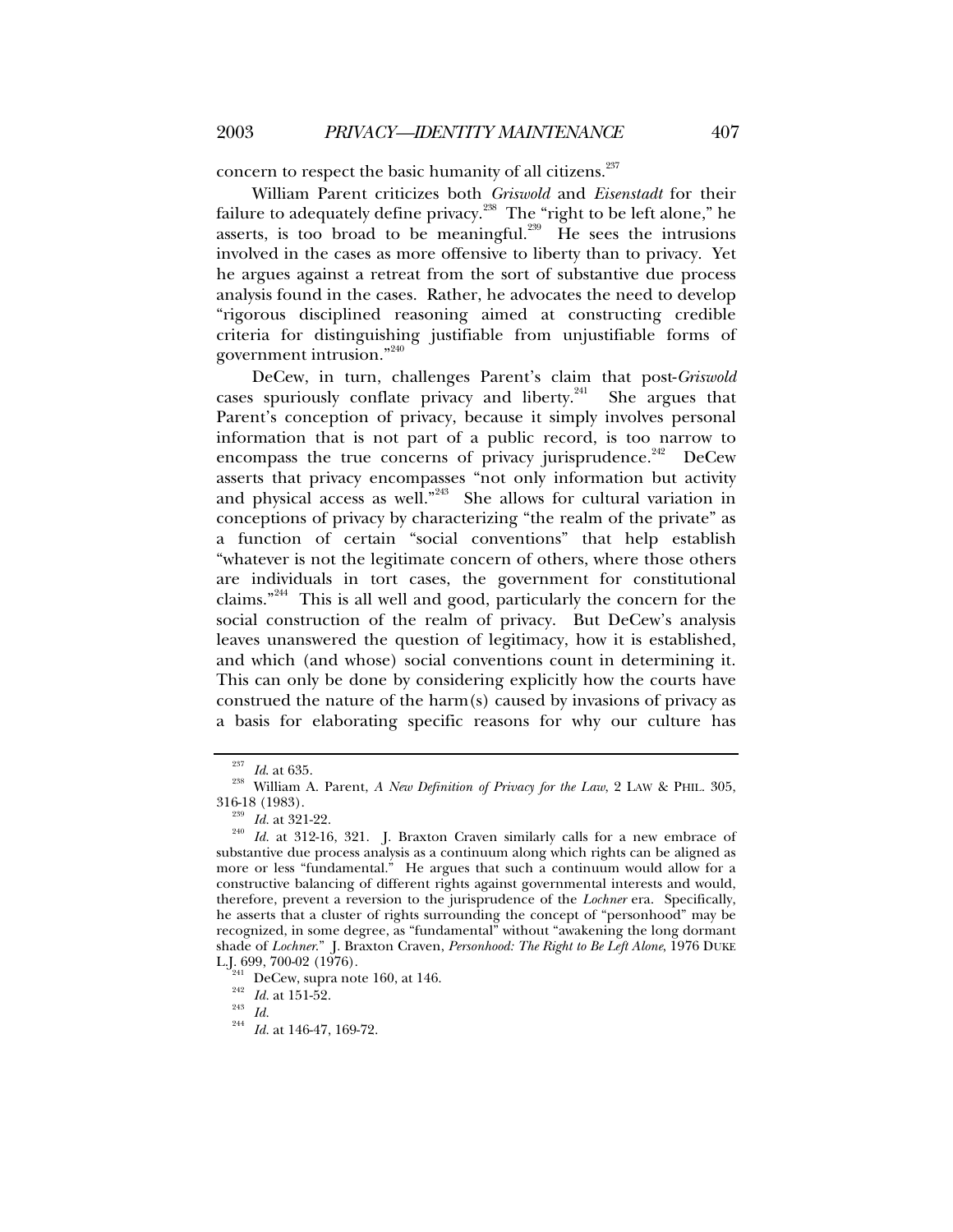concern to respect the basic humanity of all citizens.[237]

William Parent criticizes both *Griswold* and *Eisenstadt* for their failure to adequately define privacy.[238] The "right to be left alone," he asserts, is too broad to be meaningful.[239] He sees the intrusions involved in the cases as more offensive to liberty than to privacy. Yet he argues against a retreat from the sort of substantive due process analysis found in the cases. Rather, he advocates the need to develop "rigorous disciplined reasoning aimed at constructing credible criteria for distinguishing justifiable from unjustifiable forms of government intrusion."[240]

DeCew, in turn, challenges Parent's claim that post-*Griswold* cases spuriously conflate privacy and liberty.[241] She argues that Parent's conception of privacy, because it simply involves personal information that is not part of a public record, is too narrow to encompass the true concerns of privacy jurisprudence.[242] DeCew asserts that privacy encompasses "not only information but activity and physical access as well."[243] She allows for cultural variation in conceptions of privacy by characterizing "the realm of the private" as a function of certain "social conventions" that help establish "whatever is not the legitimate concern of others, where those others are individuals in tort cases, the government for constitutional claims."[244] This is all well and good, particularly the concern for the social construction of the realm of privacy. But DeCew's analysis leaves unanswered the question of legitimacy, how it is established, and which (and whose) social conventions count in determining it. This can only be done by considering explicitly how the courts have construed the nature of the harm(s) caused by invasions of privacy as a basis for elaborating specific reasons for why our culture has

---

[237] *Id.* at 635.

[238] William A. Parent, *A New Definition of Privacy for the Law*, 2 LAW & PHIL. 305, 316-18 (1983).

[239] *Id.* at 321-22.

[240] *Id.* at 312-16, 321. J. Braxton Craven similarly calls for a new embrace of substantive due process analysis as a continuum along which rights can be aligned as more or less "fundamental." He argues that such a continuum would allow for a constructive balancing of different rights against governmental interests and would, therefore, prevent a reversion to the jurisprudence of the *Lochner* era. Specifically, he asserts that a cluster of rights surrounding the concept of "personhood" may be recognized, in some degree, as "fundamental" without "awakening the long dormant shade of *Lochner*." J. Braxton Craven, *Personhood: The Right to Be Left Alone*, 1976 DUKE L.J. 699, 700-02 (1976).

[241] DeCew, supra note 160, at 146.

[242] *Id.* at 151-52.

[243] *Id.*

[244] *Id.* at 146-47, 169-72.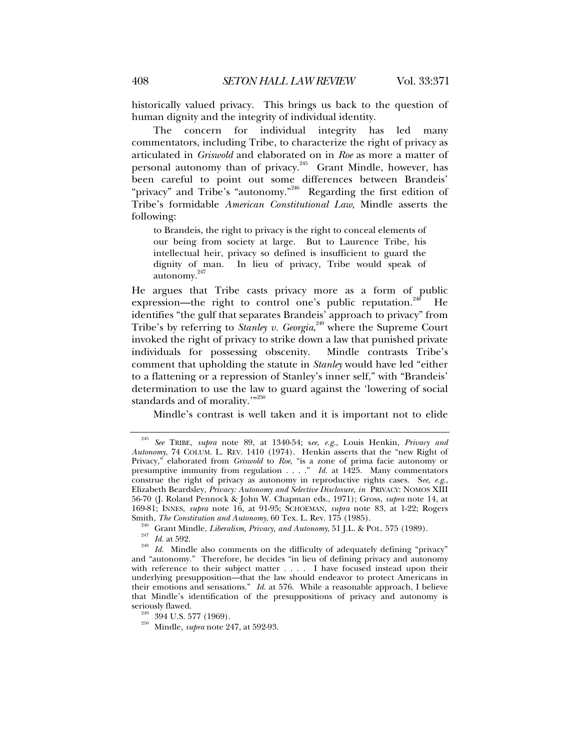historically valued privacy. This brings us back to the question of human dignity and the integrity of individual identity.

The concern for individual integrity has led many commentators, including Tribe, to characterize the right of privacy as articulated in *Griswold* and elaborated on in *Roe* as more a matter of personal autonomy than of privacy.[245] Grant Mindle, however, has been careful to point out some differences between Brandeis' "privacy" and Tribe's "autonomy."[246] Regarding the first edition of Tribe's formidable *American Constitutional Law*, Mindle asserts the following:

> to Brandeis, the right to privacy is the right to conceal elements of our being from society at large. But to Laurence Tribe, his intellectual heir, privacy so defined is insufficient to guard the dignity of man. In lieu of privacy, Tribe would speak of autonomy.[247]

He argues that Tribe casts privacy more as a form of public expression—the right to control one's public reputation.[248] He identifies "the gulf that separates Brandeis' approach to privacy" from Tribe's by referring to *Stanley v. Georgia*,[249] where the Supreme Court invoked the right of privacy to strike down a law that punished private individuals for possessing obscenity. Mindle contrasts Tribe's comment that upholding the statute in *Stanley* would have led "either to a flattening or a repression of Stanley's inner self," with "Brandeis' determination to use the law to guard against the 'lowering of social standards and of morality.'"[250]

Mindle's contrast is well taken and it is important not to elide

---

[245] *See* TRIBE, *supra* note 89, at 1340-54; s*ee, e.g.*, Louis Henkin, *Privacy and Autonomy*, 74 COLUM. L. REV. 1410 (1974). Henkin asserts that the "new Right of Privacy," elaborated from *Griswold* to *Roe*, "is a zone of prima facie autonomy or presumptive immunity from regulation . . . ." *Id.* at 1425. Many commentators construe the right of privacy as autonomy in reproductive rights cases. S*ee, e.g.*, Elizabeth Beardsley, *Privacy: Autonomy and Selective Disclosure*, *in* PRIVACY: NOMOS XIII 56-70 (J. Roland Pennock & John W. Chapman eds., 1971); Gross, *supra* note 14, at 169-81; INNES, *supra* note 16, at 91-95; SCHOEMAN, *supra* note 83, at 1-22; Rogers Smith, *The Constitution and Autonomy*, 60 Tex. L. Rev. 175 (1985).

[246] Grant Mindle, *Liberalism, Privacy, and Autonomy*, 51 J.L. & POL. 575 (1989).

[247] *Id.* at 592.

[248] *Id.* Mindle also comments on the difficulty of adequately defining "privacy" and "autonomy." Therefore, he decides "in lieu of defining privacy and autonomy with reference to their subject matter . . . . I have focused instead upon their underlying presupposition—that the law should endeavor to protect Americans in their emotions and sensations." *Id.* at 576. While a reasonable approach, I believe that Mindle's identification of the presuppositions of privacy and autonomy is seriously flawed.

[249] 394 U.S. 577 (1969).

[250] Mindle, *supra* note 247, at 592-93.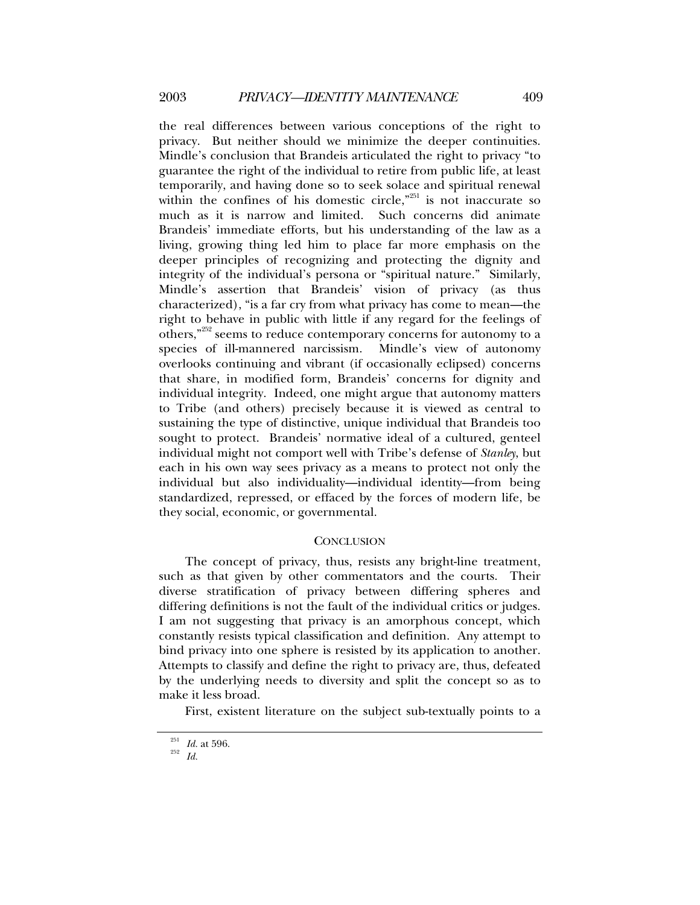the real differences between various conceptions of the right to privacy. But neither should we minimize the deeper continuities. Mindle's conclusion that Brandeis articulated the right to privacy "to guarantee the right of the individual to retire from public life, at least temporarily, and having done so to seek solace and spiritual renewal within the confines of his domestic circle,"[251] is not inaccurate so much as it is narrow and limited. Such concerns did animate Brandeis' immediate efforts, but his understanding of the law as a living, growing thing led him to place far more emphasis on the deeper principles of recognizing and protecting the dignity and integrity of the individual's persona or "spiritual nature." Similarly, Mindle's assertion that Brandeis' vision of privacy (as thus characterized), "is a far cry from what privacy has come to mean—the right to behave in public with little if any regard for the feelings of others,"[252] seems to reduce contemporary concerns for autonomy to a species of ill-mannered narcissism. Mindle's view of autonomy overlooks continuing and vibrant (if occasionally eclipsed) concerns that share, in modified form, Brandeis' concerns for dignity and individual integrity. Indeed, one might argue that autonomy matters to Tribe (and others) precisely because it is viewed as central to sustaining the type of distinctive, unique individual that Brandeis too sought to protect. Brandeis' normative ideal of a cultured, genteel individual might not comport well with Tribe's defense of *Stanley*, but each in his own way sees privacy as a means to protect not only the individual but also individuality—individual identity—from being standardized, repressed, or effaced by the forces of modern life, be they social, economic, or governmental.

## CONCLUSION

The concept of privacy, thus, resists any bright-line treatment, such as that given by other commentators and the courts. Their diverse stratification of privacy between differing spheres and differing definitions is not the fault of the individual critics or judges. I am not suggesting that privacy is an amorphous concept, which constantly resists typical classification and definition. Any attempt to bind privacy into one sphere is resisted by its application to another. Attempts to classify and define the right to privacy are, thus, defeated by the underlying needs to diversity and split the concept so as to make it less broad.

First, existent literature on the subject sub-textually points to a

[251] *Id.* at 596.

[252] *Id.*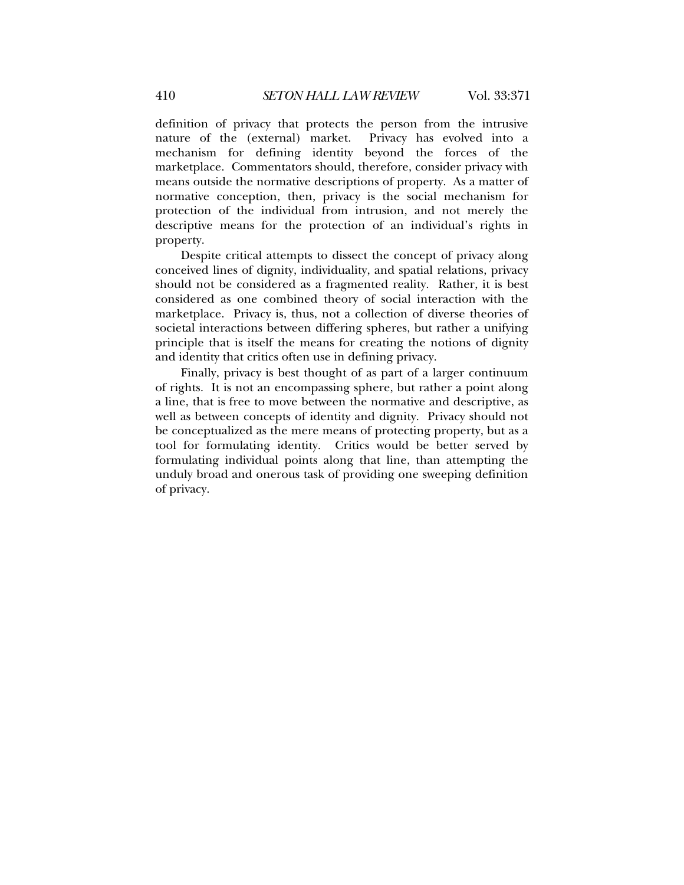definition of privacy that protects the person from the intrusive nature of the (external) market. Privacy has evolved into a mechanism for defining identity beyond the forces of the marketplace. Commentators should, therefore, consider privacy with means outside the normative descriptions of property. As a matter of normative conception, then, privacy is the social mechanism for protection of the individual from intrusion, and not merely the descriptive means for the protection of an individual's rights in property.

Despite critical attempts to dissect the concept of privacy along conceived lines of dignity, individuality, and spatial relations, privacy should not be considered as a fragmented reality. Rather, it is best considered as one combined theory of social interaction with the marketplace. Privacy is, thus, not a collection of diverse theories of societal interactions between differing spheres, but rather a unifying principle that is itself the means for creating the notions of dignity and identity that critics often use in defining privacy.

Finally, privacy is best thought of as part of a larger continuum of rights. It is not an encompassing sphere, but rather a point along a line, that is free to move between the normative and descriptive, as well as between concepts of identity and dignity. Privacy should not be conceptualized as the mere means of protecting property, but as a tool for formulating identity. Critics would be better served by formulating individual points along that line, than attempting the unduly broad and onerous task of providing one sweeping definition of privacy.